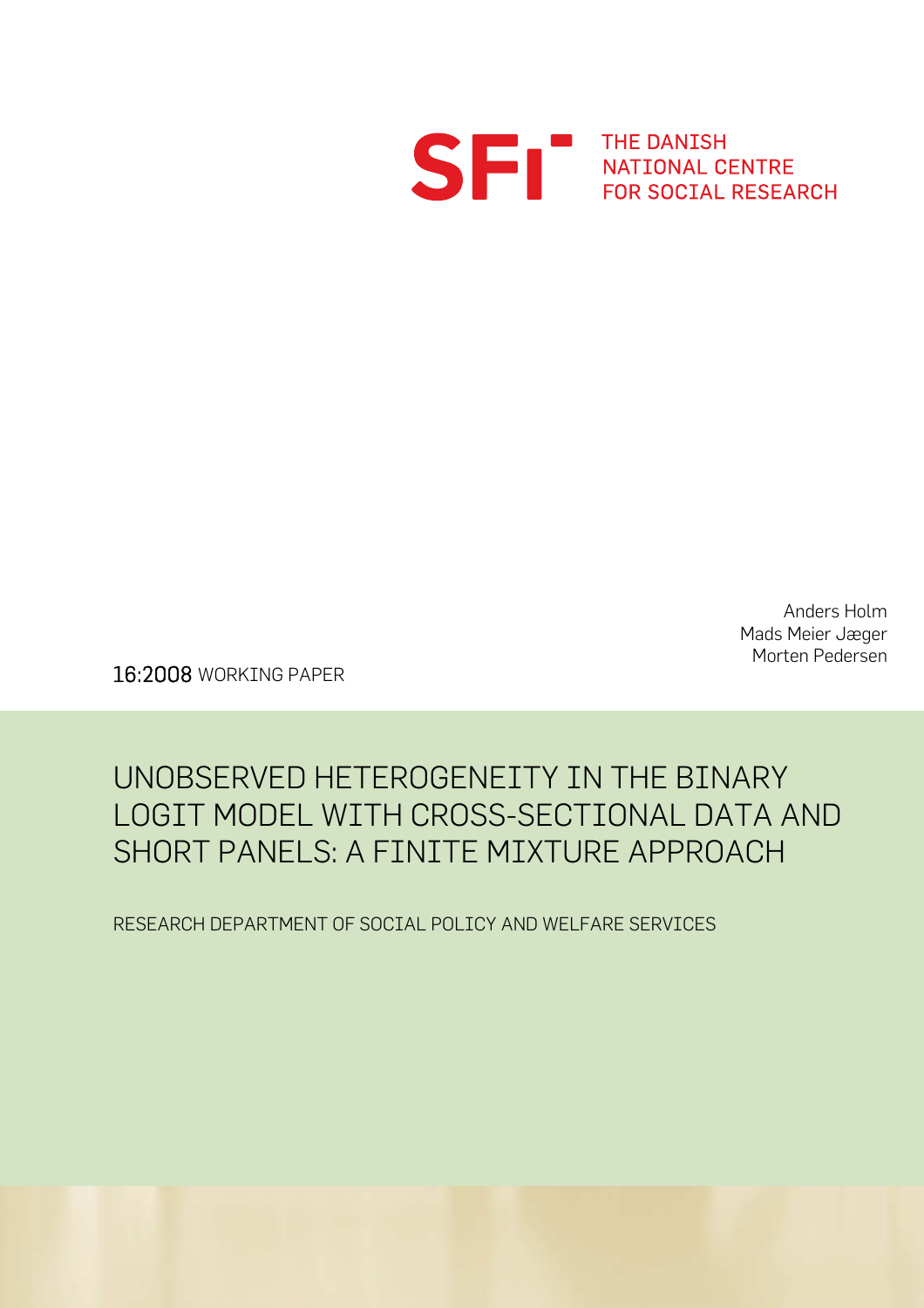SFI THE DANISH NATIONAL CENTRE FOR SOCIAL RESEARCH

Anders Holm
Mads Meier Jæger
Morten Pedersen

16:2008 WORKING PAPER

# UNOBSERVED HETEROGENEITY IN THE BINARY LOGIT MODEL WITH CROSS-SECTIONAL DATA AND SHORT PANELS: A FINITE MIXTURE APPROACH

RESEARCH DEPARTMENT OF SOCIAL POLICY AND WELFARE SERVICES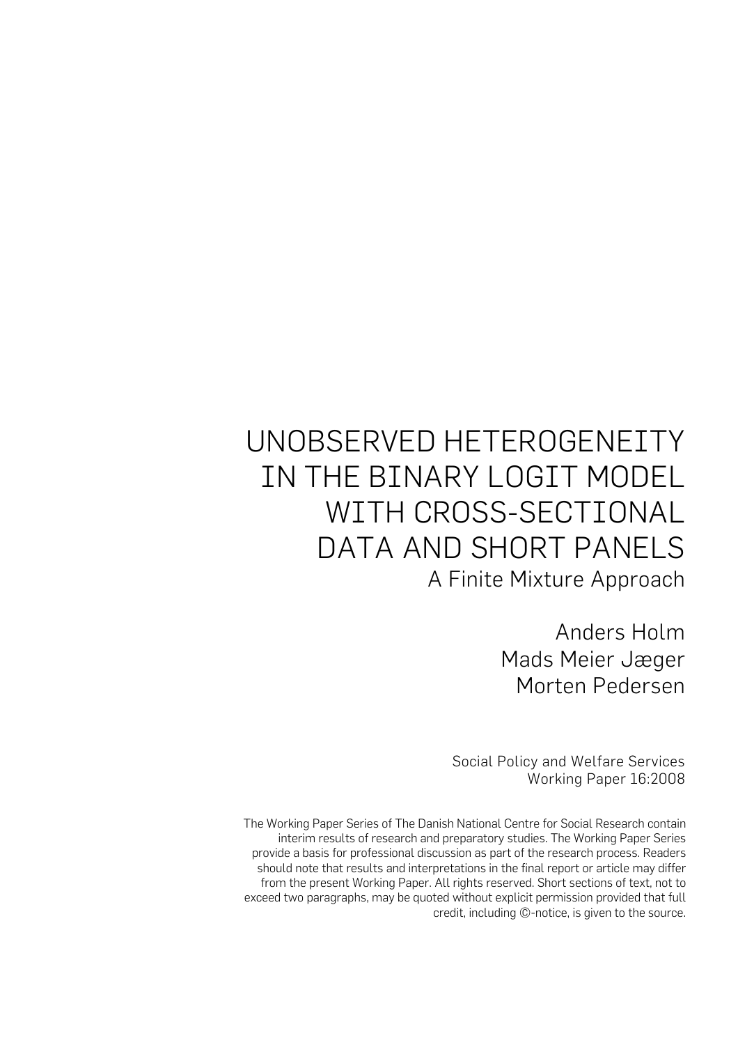# UNOBSERVED HETEROGENEITY IN THE BINARY LOGIT MODEL WITH CROSS-SECTIONAL DATA AND SHORT PANELS

## A Finite Mixture Approach

Anders Holm
Mads Meier Jæger
Morten Pedersen

Social Policy and Welfare Services
Working Paper 16:2008

The Working Paper Series of The Danish National Centre for Social Research contain interim results of research and preparatory studies. The Working Paper Series provide a basis for professional discussion as part of the research process. Readers should note that results and interpretations in the final report or article may differ from the present Working Paper. All rights reserved. Short sections of text, not to exceed two paragraphs, may be quoted without explicit permission provided that full credit, including ©-notice, is given to the source.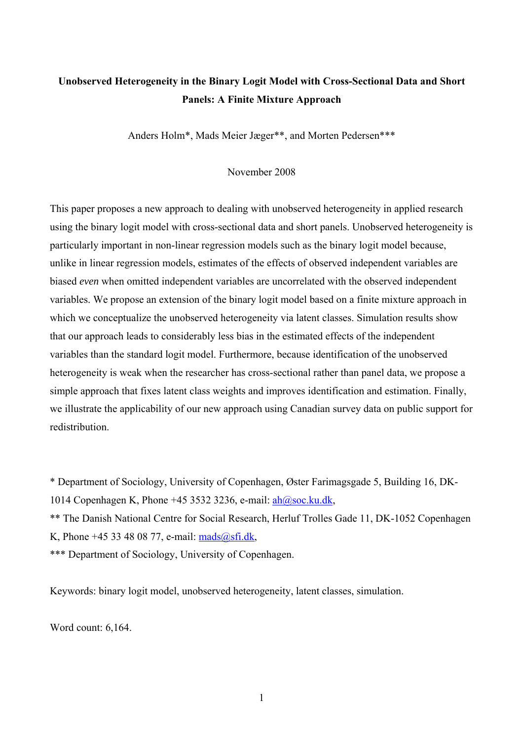**Unobserved Heterogeneity in the Binary Logit Model with Cross-Sectional Data and Short Panels: A Finite Mixture Approach**

Anders Holm*, Mads Meier Jæger**, and Morten Pedersen***

November 2008

This paper proposes a new approach to dealing with unobserved heterogeneity in applied research using the binary logit model with cross-sectional data and short panels. Unobserved heterogeneity is particularly important in non-linear regression models such as the binary logit model because, unlike in linear regression models, estimates of the effects of observed independent variables are biased *even* when omitted independent variables are uncorrelated with the observed independent variables. We propose an extension of the binary logit model based on a finite mixture approach in which we conceptualize the unobserved heterogeneity via latent classes. Simulation results show that our approach leads to considerably less bias in the estimated effects of the independent variables than the standard logit model. Furthermore, because identification of the unobserved heterogeneity is weak when the researcher has cross-sectional rather than panel data, we propose a simple approach that fixes latent class weights and improves identification and estimation. Finally, we illustrate the applicability of our new approach using Canadian survey data on public support for redistribution.

* Department of Sociology, University of Copenhagen, Øster Farimagsgade 5, Building 16, DK-1014 Copenhagen K, Phone +45 3532 3236, e-mail: ah@soc.ku.dk,

** The Danish National Centre for Social Research, Herluf Trolles Gade 11, DK-1052 Copenhagen K, Phone +45 33 48 08 77, e-mail: mads@sfi.dk,

*** Department of Sociology, University of Copenhagen.

Keywords: binary logit model, unobserved heterogeneity, latent classes, simulation.

Word count: 6,164.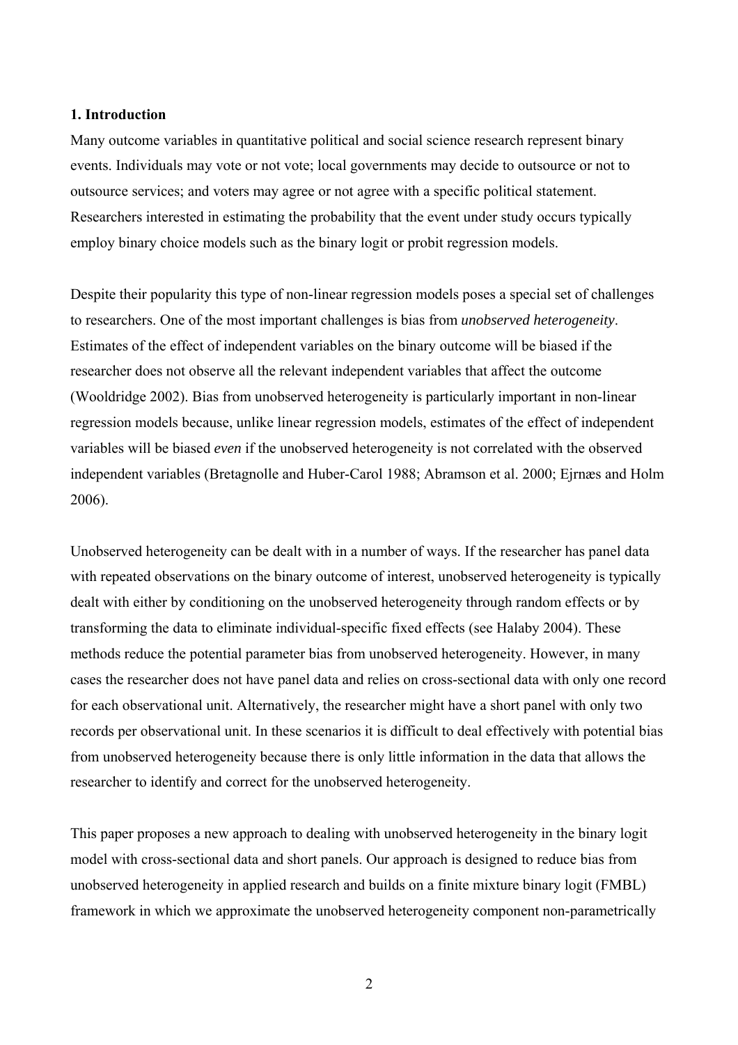### 1. Introduction

Many outcome variables in quantitative political and social science research represent binary events. Individuals may vote or not vote; local governments may decide to outsource or not to outsource services; and voters may agree or not agree with a specific political statement. Researchers interested in estimating the probability that the event under study occurs typically employ binary choice models such as the binary logit or probit regression models.

Despite their popularity this type of non-linear regression models poses a special set of challenges to researchers. One of the most important challenges is bias from *unobserved heterogeneity*. Estimates of the effect of independent variables on the binary outcome will be biased if the researcher does not observe all the relevant independent variables that affect the outcome (Wooldridge 2002). Bias from unobserved heterogeneity is particularly important in non-linear regression models because, unlike linear regression models, estimates of the effect of independent variables will be biased *even* if the unobserved heterogeneity is not correlated with the observed independent variables (Bretagnolle and Huber-Carol 1988; Abramson et al. 2000; Ejrnæs and Holm 2006).

Unobserved heterogeneity can be dealt with in a number of ways. If the researcher has panel data with repeated observations on the binary outcome of interest, unobserved heterogeneity is typically dealt with either by conditioning on the unobserved heterogeneity through random effects or by transforming the data to eliminate individual-specific fixed effects (see Halaby 2004). These methods reduce the potential parameter bias from unobserved heterogeneity. However, in many cases the researcher does not have panel data and relies on cross-sectional data with only one record for each observational unit. Alternatively, the researcher might have a short panel with only two records per observational unit. In these scenarios it is difficult to deal effectively with potential bias from unobserved heterogeneity because there is only little information in the data that allows the researcher to identify and correct for the unobserved heterogeneity.

This paper proposes a new approach to dealing with unobserved heterogeneity in the binary logit model with cross-sectional data and short panels. Our approach is designed to reduce bias from unobserved heterogeneity in applied research and builds on a finite mixture binary logit (FMBL) framework in which we approximate the unobserved heterogeneity component non-parametrically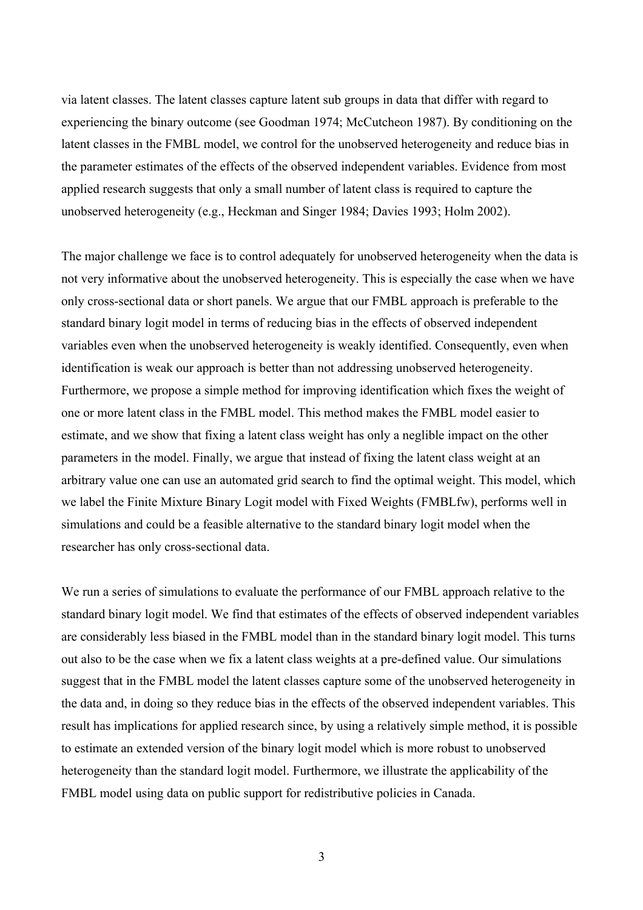via latent classes. The latent classes capture latent sub groups in data that differ with regard to experiencing the binary outcome (see Goodman 1974; McCutcheon 1987). By conditioning on the latent classes in the FMBL model, we control for the unobserved heterogeneity and reduce bias in the parameter estimates of the effects of the observed independent variables. Evidence from most applied research suggests that only a small number of latent class is required to capture the unobserved heterogeneity (e.g., Heckman and Singer 1984; Davies 1993; Holm 2002).

The major challenge we face is to control adequately for unobserved heterogeneity when the data is not very informative about the unobserved heterogeneity. This is especially the case when we have only cross-sectional data or short panels. We argue that our FMBL approach is preferable to the standard binary logit model in terms of reducing bias in the effects of observed independent variables even when the unobserved heterogeneity is weakly identified. Consequently, even when identification is weak our approach is better than not addressing unobserved heterogeneity. Furthermore, we propose a simple method for improving identification which fixes the weight of one or more latent class in the FMBL model. This method makes the FMBL model easier to estimate, and we show that fixing a latent class weight has only a neglible impact on the other parameters in the model. Finally, we argue that instead of fixing the latent class weight at an arbitrary value one can use an automated grid search to find the optimal weight. This model, which we label the Finite Mixture Binary Logit model with Fixed Weights (FMBLfw), performs well in simulations and could be a feasible alternative to the standard binary logit model when the researcher has only cross-sectional data.

We run a series of simulations to evaluate the performance of our FMBL approach relative to the standard binary logit model. We find that estimates of the effects of observed independent variables are considerably less biased in the FMBL model than in the standard binary logit model. This turns out also to be the case when we fix a latent class weights at a pre-defined value. Our simulations suggest that in the FMBL model the latent classes capture some of the unobserved heterogeneity in the data and, in doing so they reduce bias in the effects of the observed independent variables. This result has implications for applied research since, by using a relatively simple method, it is possible to estimate an extended version of the binary logit model which is more robust to unobserved heterogeneity than the standard logit model. Furthermore, we illustrate the applicability of the FMBL model using data on public support for redistributive policies in Canada.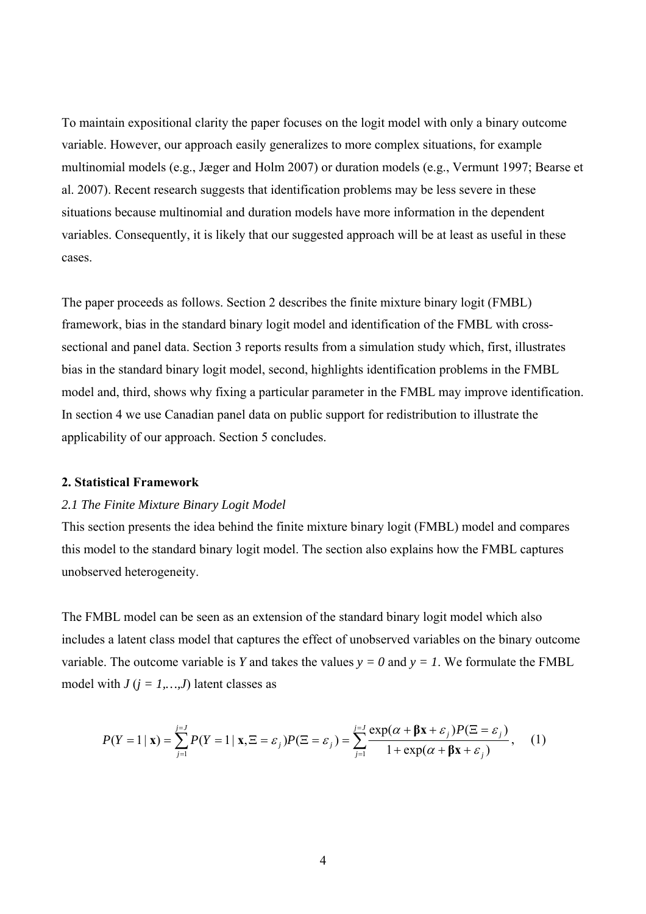To maintain expositional clarity the paper focuses on the logit model with only a binary outcome variable. However, our approach easily generalizes to more complex situations, for example multinomial models (e.g., Jæger and Holm 2007) or duration models (e.g., Vermunt 1997; Bearse et al. 2007). Recent research suggests that identification problems may be less severe in these situations because multinomial and duration models have more information in the dependent variables. Consequently, it is likely that our suggested approach will be at least as useful in these cases.

The paper proceeds as follows. Section 2 describes the finite mixture binary logit (FMBL) framework, bias in the standard binary logit model and identification of the FMBL with cross-sectional and panel data. Section 3 reports results from a simulation study which, first, illustrates bias in the standard binary logit model, second, highlights identification problems in the FMBL model and, third, shows why fixing a particular parameter in the FMBL may improve identification. In section 4 we use Canadian panel data on public support for redistribution to illustrate the applicability of our approach. Section 5 concludes.

## 2. Statistical Framework

### *2.1 The Finite Mixture Binary Logit Model*

This section presents the idea behind the finite mixture binary logit (FMBL) model and compares this model to the standard binary logit model. The section also explains how the FMBL captures unobserved heterogeneity.

The FMBL model can be seen as an extension of the standard binary logit model which also includes a latent class model that captures the effect of unobserved variables on the binary outcome variable. The outcome variable is $Y$ and takes the values $y = 0$ and $y = 1$. We formulate the FMBL model with $J$ ($j = 1,\ldots,J$) latent classes as

$$P(Y=1\,|\,\mathbf{x}) = \sum_{j=1}^{j=J} P(Y=1\,|\,\mathbf{x},\Xi=\varepsilon_j)P(\Xi=\varepsilon_j) = \sum_{j=1}^{j=J} \frac{\exp(\alpha+\boldsymbol{\beta}\mathbf{x}+\varepsilon_j)P(\Xi=\varepsilon_j)}{1+\exp(\alpha+\boldsymbol{\beta}\mathbf{x}+\varepsilon_j)}, \quad (1)$$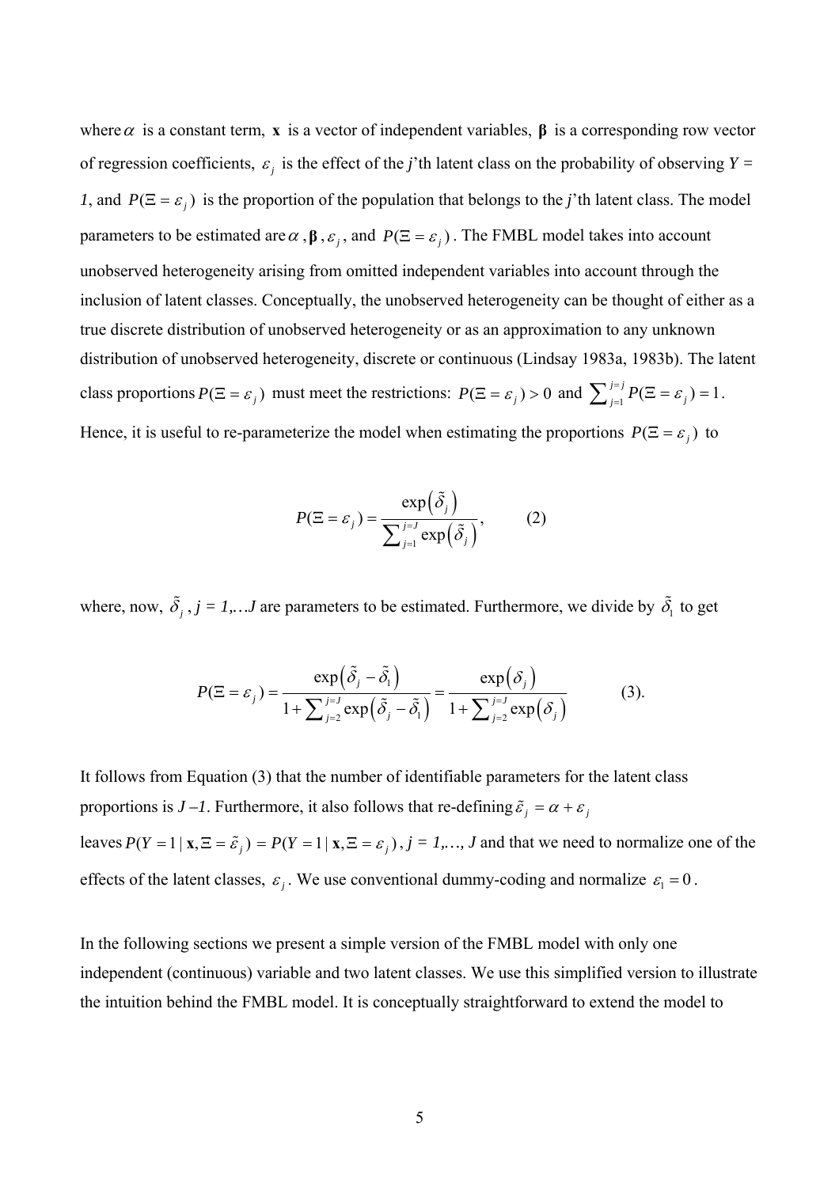where $\alpha$ is a constant term, $\mathbf{x}$ is a vector of independent variables, $\boldsymbol{\beta}$ is a corresponding row vector of regression coefficients, $\varepsilon_j$ is the effect of the *j*'th latent class on the probability of observing *Y* = *1*, and $P(\Xi = \varepsilon_j)$ is the proportion of the population that belongs to the *j*'th latent class. The model parameters to be estimated are $\alpha$, $\boldsymbol{\beta}$, $\varepsilon_j$, and $P(\Xi = \varepsilon_j)$. The FMBL model takes into account unobserved heterogeneity arising from omitted independent variables into account through the inclusion of latent classes. Conceptually, the unobserved heterogeneity can be thought of either as a true discrete distribution of unobserved heterogeneity or as an approximation to any unknown distribution of unobserved heterogeneity, discrete or continuous (Lindsay 1983a, 1983b). The latent class proportions $P(\Xi = \varepsilon_j)$ must meet the restrictions: $P(\Xi = \varepsilon_j) > 0$ and $\sum_{j=1}^{j=j} P(\Xi = \varepsilon_j) = 1$. Hence, it is useful to re-parameterize the model when estimating the proportions $P(\Xi = \varepsilon_j)$ to

$$P(\Xi = \varepsilon_j) = \frac{\exp\left(\tilde{\delta}_j\right)}{\sum_{j=1}^{j=J} \exp\left(\tilde{\delta}_j\right)}, \qquad (2)$$

where, now, $\tilde{\delta}_j$, *j = 1,…J* are parameters to be estimated. Furthermore, we divide by $\tilde{\delta}_1$ to get

$$P(\Xi = \varepsilon_j) = \frac{\exp\left(\tilde{\delta}_j - \tilde{\delta}_1\right)}{1 + \sum_{j=2}^{j=J} \exp\left(\tilde{\delta}_j - \tilde{\delta}_1\right)} = \frac{\exp\left(\delta_j\right)}{1 + \sum_{j=2}^{j=J} \exp\left(\delta_j\right)} \qquad (3).$$

It follows from Equation (3) that the number of identifiable parameters for the latent class proportions is *J –1*. Furthermore, it also follows that re-defining $\tilde{\varepsilon}_j = \alpha + \varepsilon_j$ leaves $P(Y = 1 \mid \mathbf{x}, \Xi = \tilde{\varepsilon}_j) = P(Y = 1 \mid \mathbf{x}, \Xi = \varepsilon_j)$, *j = 1,…, J* and that we need to normalize one of the effects of the latent classes, $\varepsilon_j$. We use conventional dummy-coding and normalize $\varepsilon_1 = 0$.

In the following sections we present a simple version of the FMBL model with only one independent (continuous) variable and two latent classes. We use this simplified version to illustrate the intuition behind the FMBL model. It is conceptually straightforward to extend the model to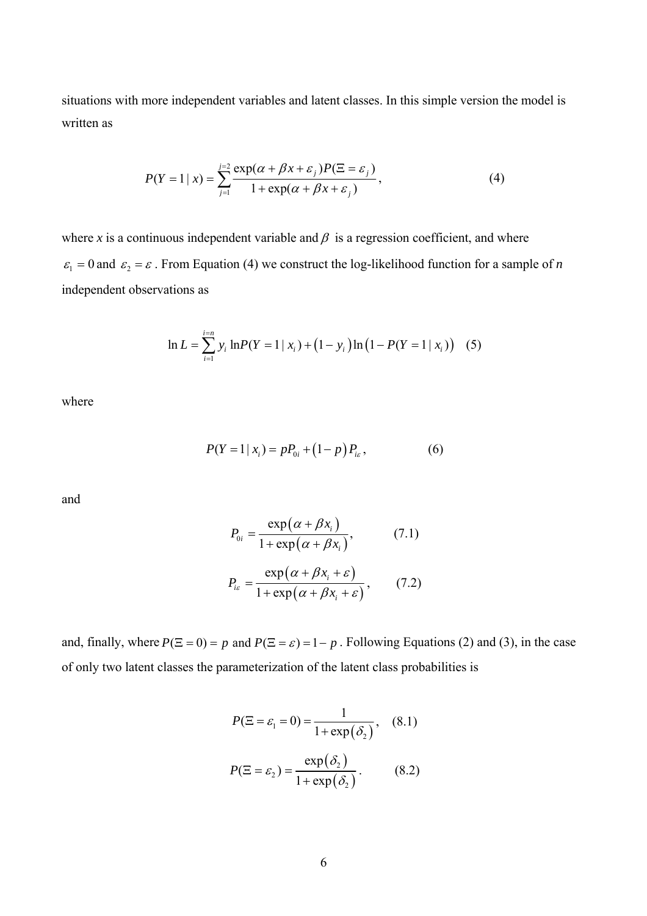situations with more independent variables and latent classes. In this simple version the model is written as

$$P(Y=1\mid x)=\sum_{j=1}^{j=2}\frac{\exp(\alpha+\beta x+\varepsilon_j)P(\Xi=\varepsilon_j)}{1+\exp(\alpha+\beta x+\varepsilon_j)}, \tag{4}$$

where $x$ is a continuous independent variable and $\beta$ is a regression coefficient, and where $\varepsilon_1=0$ and $\varepsilon_2=\varepsilon$. From Equation (4) we construct the log-likelihood function for a sample of $n$ independent observations as

$$\ln L=\sum_{i=1}^{i=n} y_i \ln P(Y=1\mid x_i)+\left(1-y_i\right)\ln\left(1-P(Y=1\mid x_i)\right) \quad (5)$$

where

$$P(Y=1\mid x_i)=pP_{0i}+\left(1-p\right)P_{i\varepsilon}, \tag{6}$$

and

$$P_{0i}=\frac{\exp\left(\alpha+\beta x_i\right)}{1+\exp\left(\alpha+\beta x_i\right)}, \tag{7.1}$$

$$P_{i\varepsilon}=\frac{\exp\left(\alpha+\beta x_i+\varepsilon\right)}{1+\exp\left(\alpha+\beta x_i+\varepsilon\right)}, \tag{7.2}$$

and, finally, where $P(\Xi=0)=p$ and $P(\Xi=\varepsilon)=1-p$. Following Equations (2) and (3), in the case of only two latent classes the parameterization of the latent class probabilities is

$$P(\Xi=\varepsilon_1=0)=\frac{1}{1+\exp\left(\delta_2\right)}, \tag{8.1}$$

$$P(\Xi=\varepsilon_2)=\frac{\exp\left(\delta_2\right)}{1+\exp\left(\delta_2\right)}. \tag{8.2}$$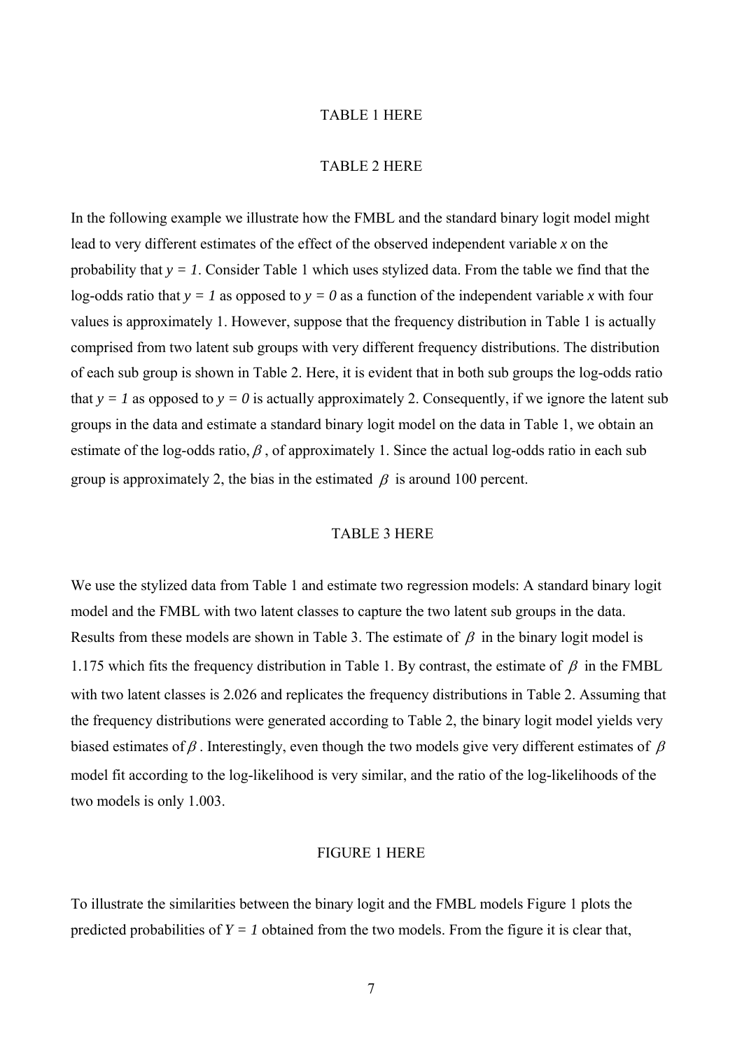TABLE 1 HERE

TABLE 2 HERE

In the following example we illustrate how the FMBL and the standard binary logit model might lead to very different estimates of the effect of the observed independent variable *x* on the probability that $y = 1$. Consider Table 1 which uses stylized data. From the table we find that the log-odds ratio that $y = 1$ as opposed to $y = 0$ as a function of the independent variable *x* with four values is approximately 1. However, suppose that the frequency distribution in Table 1 is actually comprised from two latent sub groups with very different frequency distributions. The distribution of each sub group is shown in Table 2. Here, it is evident that in both sub groups the log-odds ratio that $y = 1$ as opposed to $y = 0$ is actually approximately 2. Consequently, if we ignore the latent sub groups in the data and estimate a standard binary logit model on the data in Table 1, we obtain an estimate of the log-odds ratio, $\beta$, of approximately 1. Since the actual log-odds ratio in each sub group is approximately 2, the bias in the estimated $\beta$ is around 100 percent.

TABLE 3 HERE

We use the stylized data from Table 1 and estimate two regression models: A standard binary logit model and the FMBL with two latent classes to capture the two latent sub groups in the data. Results from these models are shown in Table 3. The estimate of $\beta$ in the binary logit model is 1.175 which fits the frequency distribution in Table 1. By contrast, the estimate of $\beta$ in the FMBL with two latent classes is 2.026 and replicates the frequency distributions in Table 2. Assuming that the frequency distributions were generated according to Table 2, the binary logit model yields very biased estimates of $\beta$. Interestingly, even though the two models give very different estimates of $\beta$ model fit according to the log-likelihood is very similar, and the ratio of the log-likelihoods of the two models is only 1.003.

FIGURE 1 HERE

To illustrate the similarities between the binary logit and the FMBL models Figure 1 plots the predicted probabilities of $Y = 1$ obtained from the two models. From the figure it is clear that,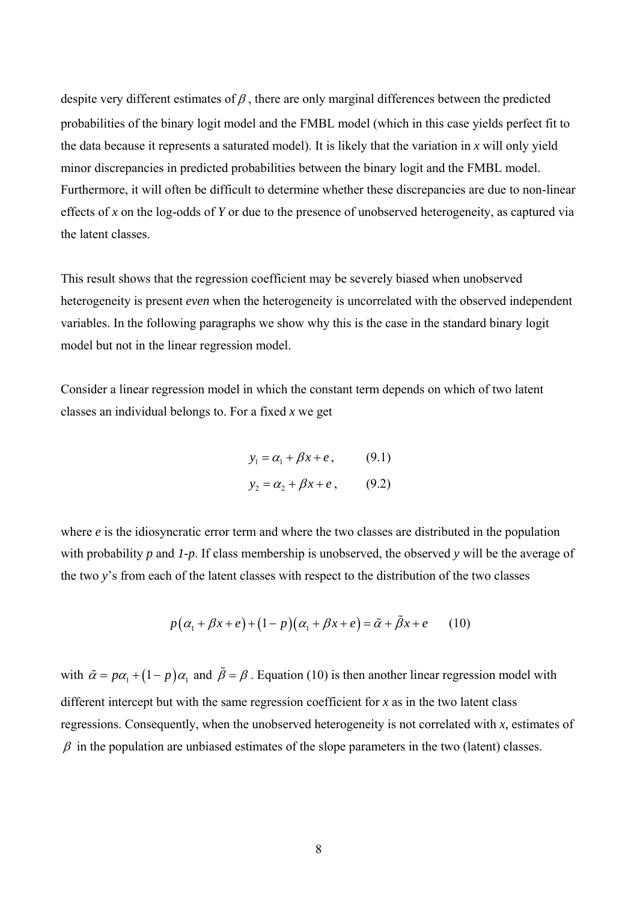despite very different estimates of $\beta$, there are only marginal differences between the predicted probabilities of the binary logit model and the FMBL model (which in this case yields perfect fit to the data because it represents a saturated model). It is likely that the variation in *x* will only yield minor discrepancies in predicted probabilities between the binary logit and the FMBL model. Furthermore, it will often be difficult to determine whether these discrepancies are due to non-linear effects of *x* on the log-odds of *Y* or due to the presence of unobserved heterogeneity, as captured via the latent classes.

This result shows that the regression coefficient may be severely biased when unobserved heterogeneity is present *even* when the heterogeneity is uncorrelated with the observed independent variables. In the following paragraphs we show why this is the case in the standard binary logit model but not in the linear regression model.

Consider a linear regression model in which the constant term depends on which of two latent classes an individual belongs to. For a fixed *x* we get

$$y_1 = \alpha_1 + \beta x + e, \qquad (9.1)$$

$$y_2 = \alpha_2 + \beta x + e, \qquad (9.2)$$

where *e* is the idiosyncratic error term and where the two classes are distributed in the population with probability *p* and *1-p*. If class membership is unobserved, the observed *y* will be the average of the two *y*'s from each of the latent classes with respect to the distribution of the two classes

$$p\left(\alpha_1 + \beta x + e\right) + \left(1-p\right)\left(\alpha_1 + \beta x + e\right) = \tilde{\alpha} + \tilde{\beta} x + e \qquad (10)$$

with $\tilde{\alpha} = p\alpha_1 + \left(1-p\right)\alpha_1$ and $\tilde{\beta} = \beta$. Equation (10) is then another linear regression model with different intercept but with the same regression coefficient for *x* as in the two latent class regressions. Consequently, when the unobserved heterogeneity is not correlated with *x,* estimates of $\beta$ in the population are unbiased estimates of the slope parameters in the two (latent) classes.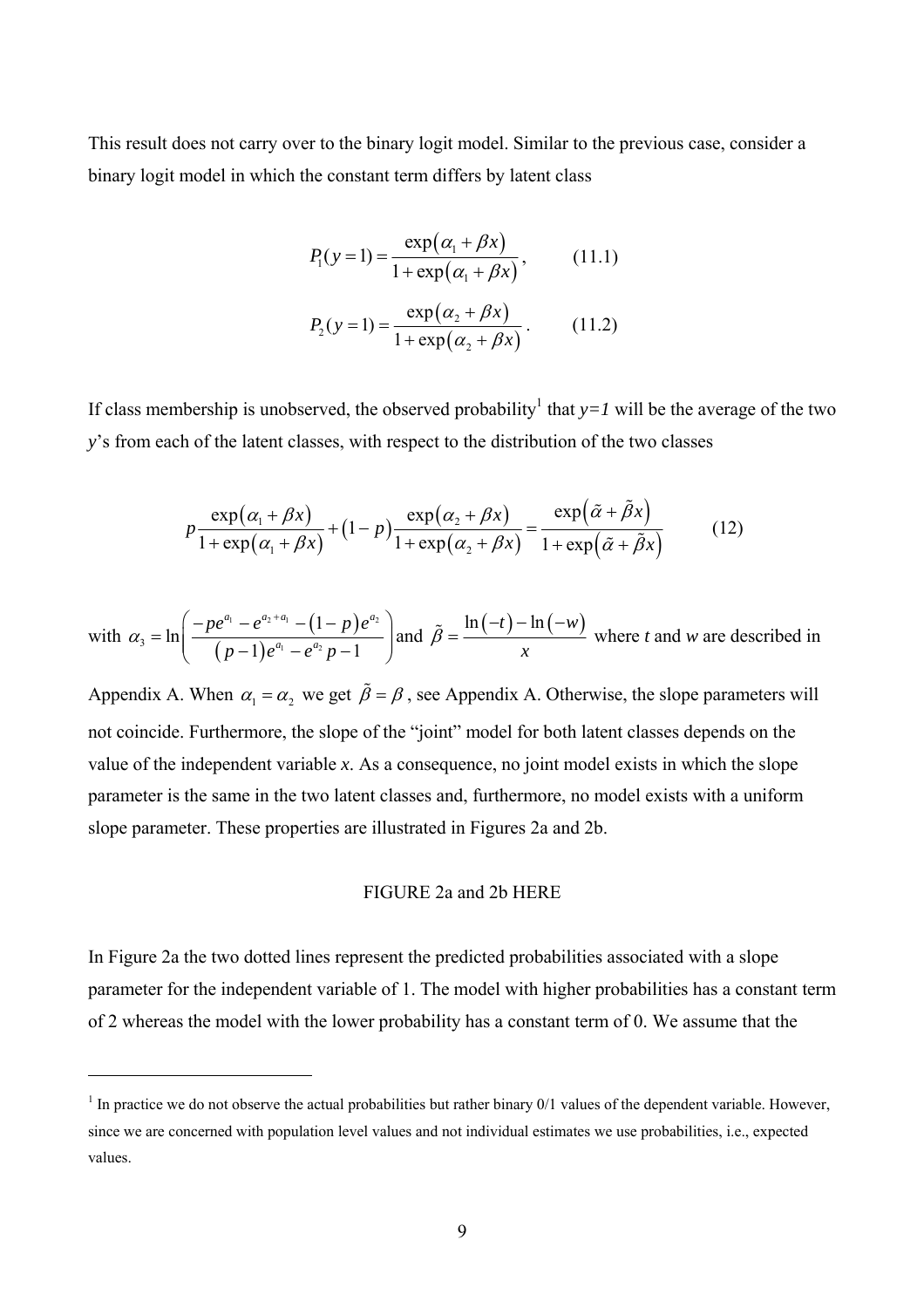This result does not carry over to the binary logit model. Similar to the previous case, consider a binary logit model in which the constant term differs by latent class

$$P_1(y=1) = \frac{\exp(\alpha_1 + \beta x)}{1 + \exp(\alpha_1 + \beta x)}, \qquad (11.1)$$

$$P_2(y=1) = \frac{\exp(\alpha_2 + \beta x)}{1 + \exp(\alpha_2 + \beta x)}. \qquad (11.2)$$

If class membership is unobserved, the observed probability[1] that $y=1$ will be the average of the two $y$'s from each of the latent classes, with respect to the distribution of the two classes

$$p\frac{\exp(\alpha_1 + \beta x)}{1 + \exp(\alpha_1 + \beta x)} + (1-p)\frac{\exp(\alpha_2 + \beta x)}{1 + \exp(\alpha_2 + \beta x)} = \frac{\exp(\tilde{\alpha} + \tilde{\beta} x)}{1 + \exp(\tilde{\alpha} + \tilde{\beta} x)} \qquad (12)$$

with $\alpha_3 = \ln\left(\frac{-pe^{a_1} - e^{a_2 + a_1} - (1-p)e^{a_2}}{(p-1)e^{a_1} - e^{a_2}p - 1}\right)$ and $\tilde{\beta} = \frac{\ln(-t) - \ln(-w)}{x}$ where $t$ and $w$ are described in Appendix A. When $\alpha_1 = \alpha_2$ we get $\tilde{\beta} = \beta$, see Appendix A. Otherwise, the slope parameters will not coincide. Furthermore, the slope of the "joint" model for both latent classes depends on the value of the independent variable $x$. As a consequence, no joint model exists in which the slope parameter is the same in the two latent classes and, furthermore, no model exists with a uniform slope parameter. These properties are illustrated in Figures 2a and 2b.

FIGURE 2a and 2b HERE

In Figure 2a the two dotted lines represent the predicted probabilities associated with a slope parameter for the independent variable of 1. The model with higher probabilities has a constant term of 2 whereas the model with the lower probability has a constant term of 0. We assume that the

[1] In practice we do not observe the actual probabilities but rather binary 0/1 values of the dependent variable. However, since we are concerned with population level values and not individual estimates we use probabilities, i.e., expected values.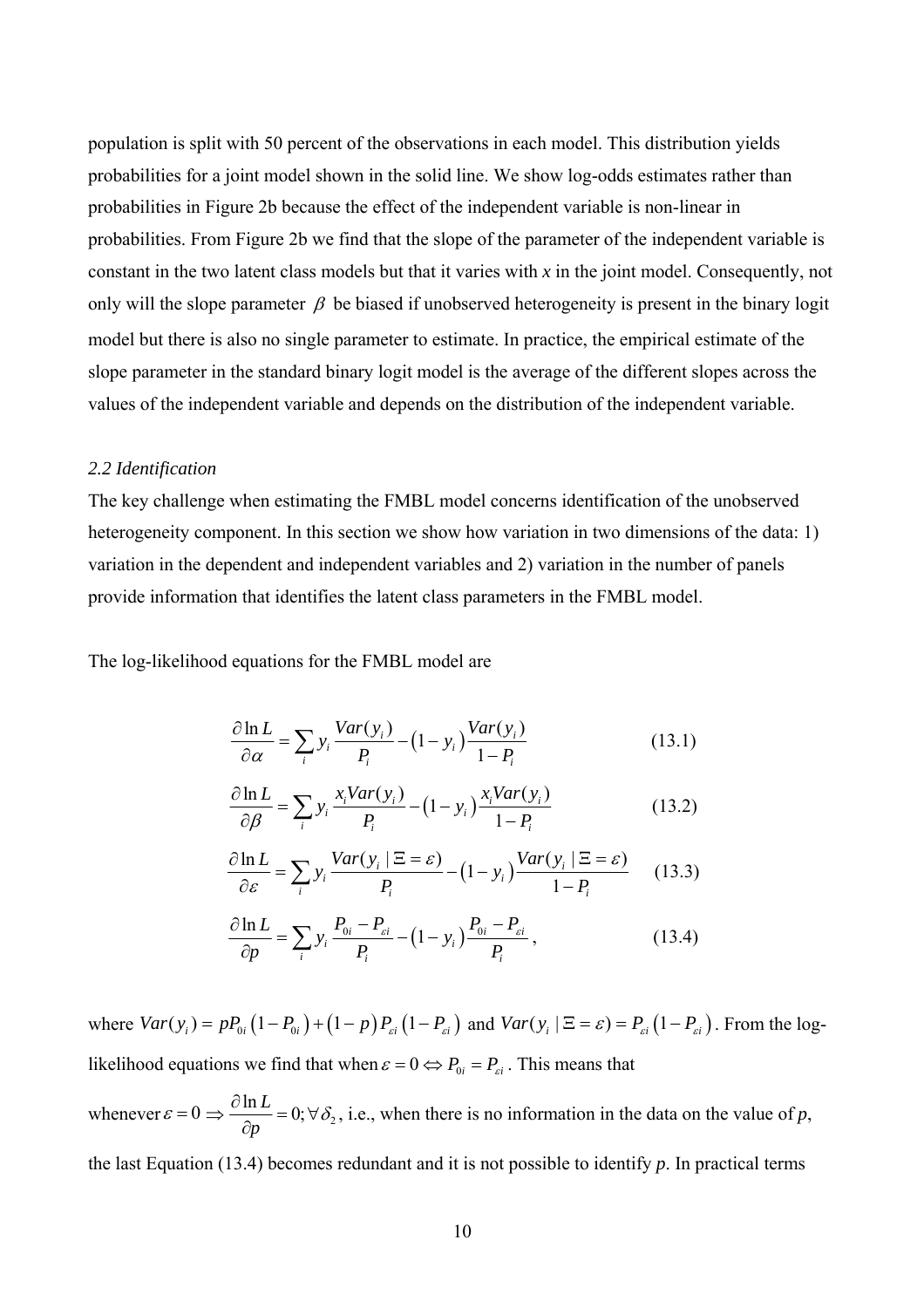population is split with 50 percent of the observations in each model. This distribution yields probabilities for a joint model shown in the solid line. We show log-odds estimates rather than probabilities in Figure 2b because the effect of the independent variable is non-linear in probabilities. From Figure 2b we find that the slope of the parameter of the independent variable is constant in the two latent class models but that it varies with $x$ in the joint model. Consequently, not only will the slope parameter $\beta$ be biased if unobserved heterogeneity is present in the binary logit model but there is also no single parameter to estimate. In practice, the empirical estimate of the slope parameter in the standard binary logit model is the average of the different slopes across the values of the independent variable and depends on the distribution of the independent variable.

### *2.2 Identification*

The key challenge when estimating the FMBL model concerns identification of the unobserved heterogeneity component. In this section we show how variation in two dimensions of the data: 1) variation in the dependent and independent variables and 2) variation in the number of panels provide information that identifies the latent class parameters in the FMBL model.

The log-likelihood equations for the FMBL model are

$$\frac{\partial \ln L}{\partial \alpha} = \sum_i y_i \frac{Var(y_i)}{P_i} - \left(1 - y_i\right) \frac{Var(y_i)}{1 - P_i} \tag{13.1}$$

$$\frac{\partial \ln L}{\partial \beta} = \sum_i y_i \frac{x_i Var(y_i)}{P_i} - \left(1 - y_i\right) \frac{x_i Var(y_i)}{1 - P_i} \tag{13.2}$$

$$\frac{\partial \ln L}{\partial \varepsilon} = \sum_i y_i \frac{Var(y_i \mid \Xi = \varepsilon)}{P_i} - \left(1 - y_i\right) \frac{Var(y_i \mid \Xi = \varepsilon)}{1 - P_i} \tag{13.3}$$

$$\frac{\partial \ln L}{\partial p} = \sum_i y_i \frac{P_{0i} - P_{\varepsilon i}}{P_i} - \left(1 - y_i\right) \frac{P_{0i} - P_{\varepsilon i}}{P_i}, \tag{13.4}$$

where $Var(y_i) = pP_{0i}\left(1 - P_{0i}\right) + \left(1 - p\right)P_{\varepsilon i}\left(1 - P_{\varepsilon i}\right)$ and $Var(y_i \mid \Xi = \varepsilon) = P_{\varepsilon i}\left(1 - P_{\varepsilon i}\right)$. From the log-likelihood equations we find that when $\varepsilon = 0 \Leftrightarrow P_{0i} = P_{\varepsilon i}$. This means that whenever $\varepsilon = 0 \Rightarrow \dfrac{\partial \ln L}{\partial p} = 0; \forall \delta_2$, i.e., when there is no information in the data on the value of $p$, the last Equation (13.4) becomes redundant and it is not possible to identify $p$. In practical terms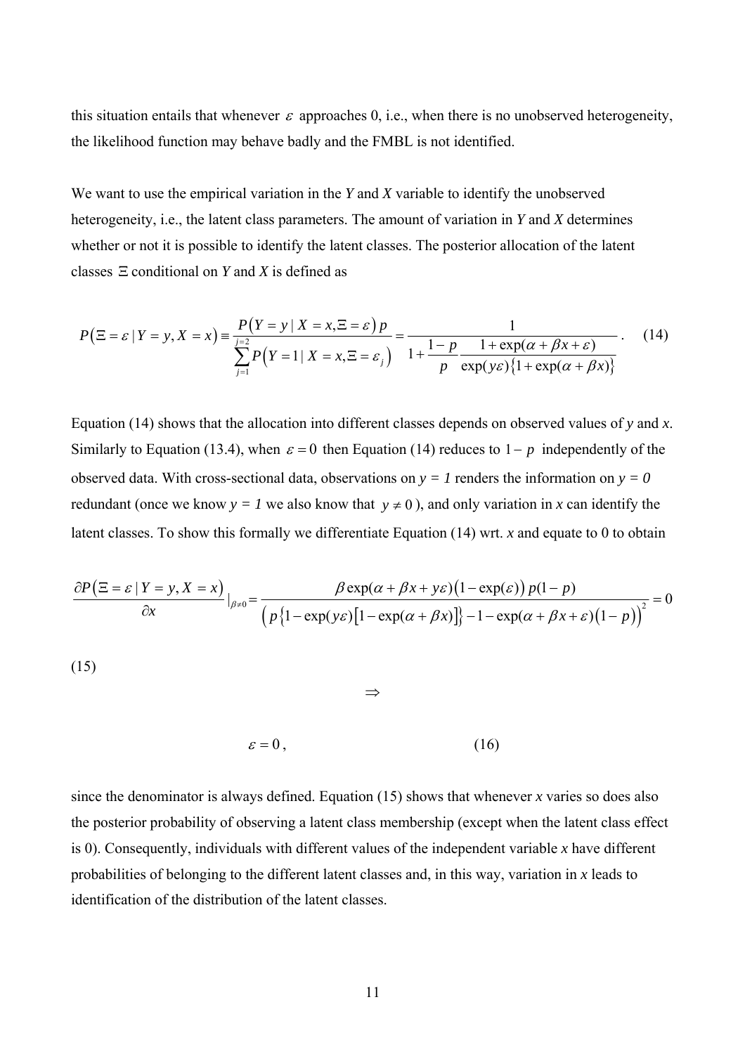this situation entails that whenever $\varepsilon$ approaches 0, i.e., when there is no unobserved heterogeneity, the likelihood function may behave badly and the FMBL is not identified.

We want to use the empirical variation in the *Y* and *X* variable to identify the unobserved heterogeneity, i.e., the latent class parameters. The amount of variation in *Y* and *X* determines whether or not it is possible to identify the latent classes. The posterior allocation of the latent classes $\Xi$ conditional on *Y* and *X* is defined as

$$P\left(\Xi=\varepsilon \mid Y=y, X=x\right) \equiv \frac{P\left(Y=y \mid X=x, \Xi=\varepsilon\right) p}{\sum_{j=1}^{j=2} P\left(Y=1 \mid X=x, \Xi=\varepsilon_j\right)} = \frac{1}{1+\dfrac{1-p}{p} \dfrac{1+\exp(\alpha+\beta x+\varepsilon)}{\exp(y\varepsilon)\left\{1+\exp(\alpha+\beta x)\right\}}}. \quad (14)$$

Equation (14) shows that the allocation into different classes depends on observed values of *y* and *x*. Similarly to Equation (13.4), when $\varepsilon=0$ then Equation (14) reduces to $1-p$ independently of the observed data. With cross-sectional data, observations on *y = 1* renders the information on *y = 0* redundant (once we know *y = 1* we also know that $y \neq 0$), and only variation in *x* can identify the latent classes. To show this formally we differentiate Equation (14) wrt. *x* and equate to 0 to obtain

$$\frac{\partial P\left(\Xi=\varepsilon \mid Y=y, X=x\right)}{\partial x}\Big|_{\beta\neq 0} = \frac{\beta \exp(\alpha+\beta x+y\varepsilon)\left(1-\exp(\varepsilon)\right) p(1-p)}{\left(p\left\{1-\exp(y\varepsilon)\left[1-\exp(\alpha+\beta x)\right]\right\}-1-\exp(\alpha+\beta x+\varepsilon)(1-p)\right)^2} = 0$$

(15)

$$\Rightarrow$$

$$\varepsilon = 0, \quad (16)$$

since the denominator is always defined. Equation (15) shows that whenever *x* varies so does also the posterior probability of observing a latent class membership (except when the latent class effect is 0). Consequently, individuals with different values of the independent variable *x* have different probabilities of belonging to the different latent classes and, in this way, variation in *x* leads to identification of the distribution of the latent classes.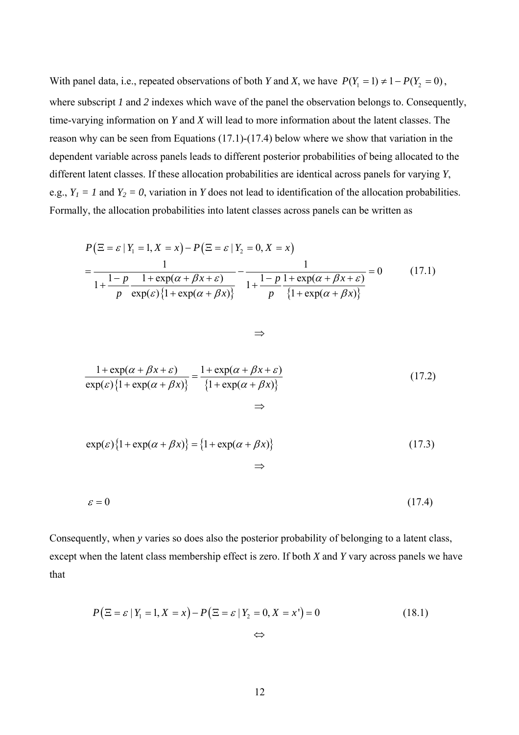With panel data, i.e., repeated observations of both *Y* and *X*, we have $P(Y_1 = 1) \neq 1 - P(Y_2 = 0)$, where subscript *1* and *2* indexes which wave of the panel the observation belongs to. Consequently, time-varying information on *Y* and *X* will lead to more information about the latent classes. The reason why can be seen from Equations (17.1)-(17.4) below where we show that variation in the dependent variable across panels leads to different posterior probabilities of being allocated to the different latent classes. If these allocation probabilities are identical across panels for varying *Y*, e.g., $Y_1 = 1$ and $Y_2 = 0$, variation in *Y* does not lead to identification of the allocation probabilities. Formally, the allocation probabilities into latent classes across panels can be written as

$$
\begin{aligned}
& P\left(\Xi = \varepsilon \mid Y_1 = 1, X = x\right) - P\left(\Xi = \varepsilon \mid Y_2 = 0, X = x\right) \\
&= \frac{1}{1 + \dfrac{1-p}{p} \dfrac{1 + \exp(\alpha + \beta x + \varepsilon)}{\exp(\varepsilon)\left\{1 + \exp(\alpha + \beta x)\right\}}} - \frac{1}{1 + \dfrac{1-p}{p} \dfrac{1 + \exp(\alpha + \beta x + \varepsilon)}{\left\{1 + \exp(\alpha + \beta x)\right\}}} = 0
\end{aligned}
\tag{17.1}
$$

$$\Rightarrow$$

$$\frac{1 + \exp(\alpha + \beta x + \varepsilon)}{\exp(\varepsilon)\left\{1 + \exp(\alpha + \beta x)\right\}} = \frac{1 + \exp(\alpha + \beta x + \varepsilon)}{\left\{1 + \exp(\alpha + \beta x)\right\}} \tag{17.2}$$

$$\Rightarrow$$

$$\exp(\varepsilon)\left\{1 + \exp(\alpha + \beta x)\right\} = \left\{1 + \exp(\alpha + \beta x)\right\} \tag{17.3}$$

$$\Rightarrow$$

$$\varepsilon = 0 \tag{17.4}$$

Consequently, when *y* varies so does also the posterior probability of belonging to a latent class, except when the latent class membership effect is zero. If both *X* and *Y* vary across panels we have that

$$P\left(\Xi = \varepsilon \mid Y_1 = 1, X = x\right) - P\left(\Xi = \varepsilon \mid Y_2 = 0, X = x'\right) = 0 \tag{18.1}$$

$$\Leftrightarrow$$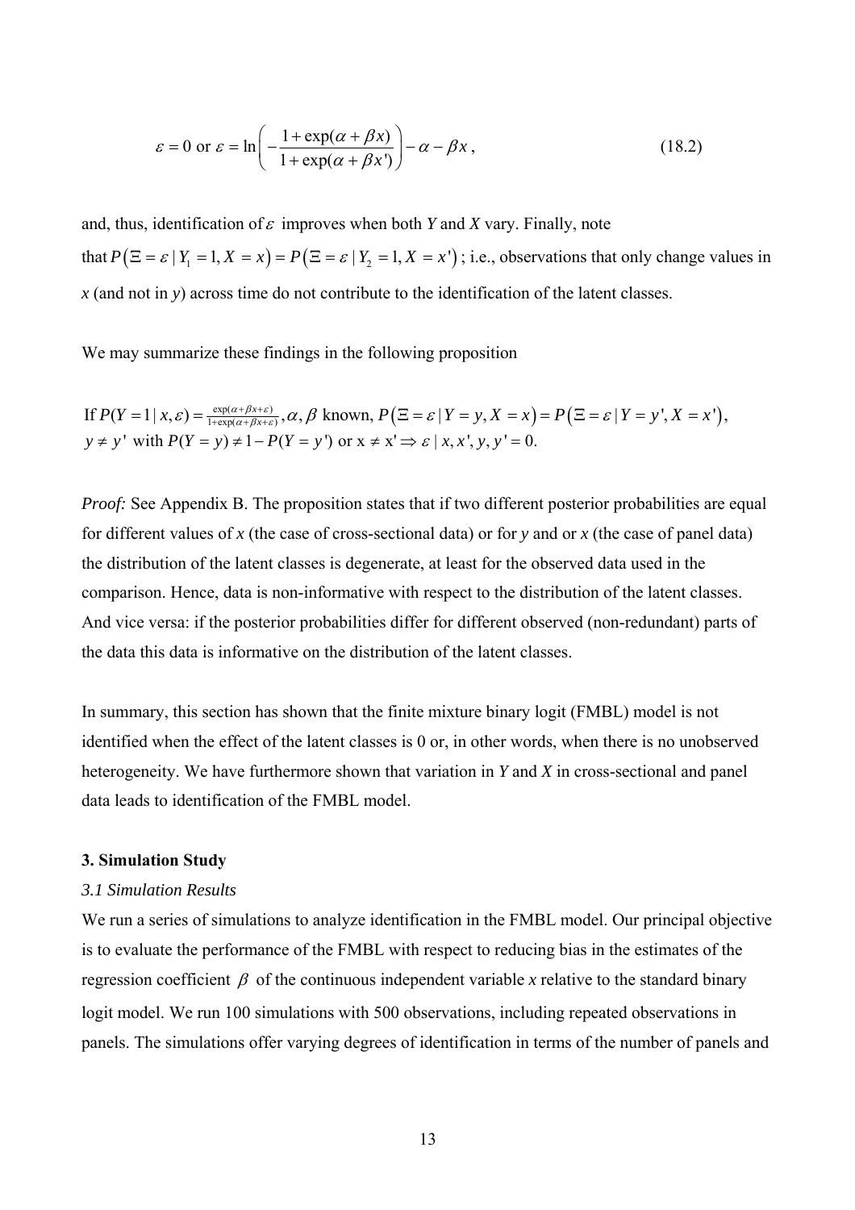$$\varepsilon = 0 \text{ or } \varepsilon = \ln\left(-\frac{1+\exp(\alpha+\beta x)}{1+\exp(\alpha+\beta x')}\right) - \alpha - \beta x\,, \tag{18.2}$$

and, thus, identification of $\varepsilon$ improves when both *Y* and *X* vary. Finally, note that $P(\Xi = \varepsilon \mid Y_1 = 1, X = x) = P(\Xi = \varepsilon \mid Y_2 = 1, X = x')$; i.e., observations that only change values in *x* (and not in *y*) across time do not contribute to the identification of the latent classes.

We may summarize these findings in the following proposition

If $P(Y=1 \mid x,\varepsilon) = \frac{\exp(\alpha+\beta x+\varepsilon)}{1+\exp(\alpha+\beta x+\varepsilon)}, \alpha, \beta$ known, $P(\Xi = \varepsilon \mid Y = y, X = x) = P(\Xi = \varepsilon \mid Y = y', X = x')$, $y \neq y'$ with $P(Y = y) \neq 1 - P(Y = y')$ or $x \neq x' \Rightarrow \varepsilon \mid x, x', y, y' = 0$.

*Proof:* See Appendix B. The proposition states that if two different posterior probabilities are equal for different values of *x* (the case of cross-sectional data) or for *y* and or *x* (the case of panel data) the distribution of the latent classes is degenerate, at least for the observed data used in the comparison. Hence, data is non-informative with respect to the distribution of the latent classes. And vice versa: if the posterior probabilities differ for different observed (non-redundant) parts of the data this data is informative on the distribution of the latent classes.

In summary, this section has shown that the finite mixture binary logit (FMBL) model is not identified when the effect of the latent classes is 0 or, in other words, when there is no unobserved heterogeneity. We have furthermore shown that variation in *Y* and *X* in cross-sectional and panel data leads to identification of the FMBL model.

## 3. Simulation Study

### *3.1 Simulation Results*

We run a series of simulations to analyze identification in the FMBL model. Our principal objective is to evaluate the performance of the FMBL with respect to reducing bias in the estimates of the regression coefficient $\beta$ of the continuous independent variable *x* relative to the standard binary logit model. We run 100 simulations with 500 observations, including repeated observations in panels. The simulations offer varying degrees of identification in terms of the number of panels and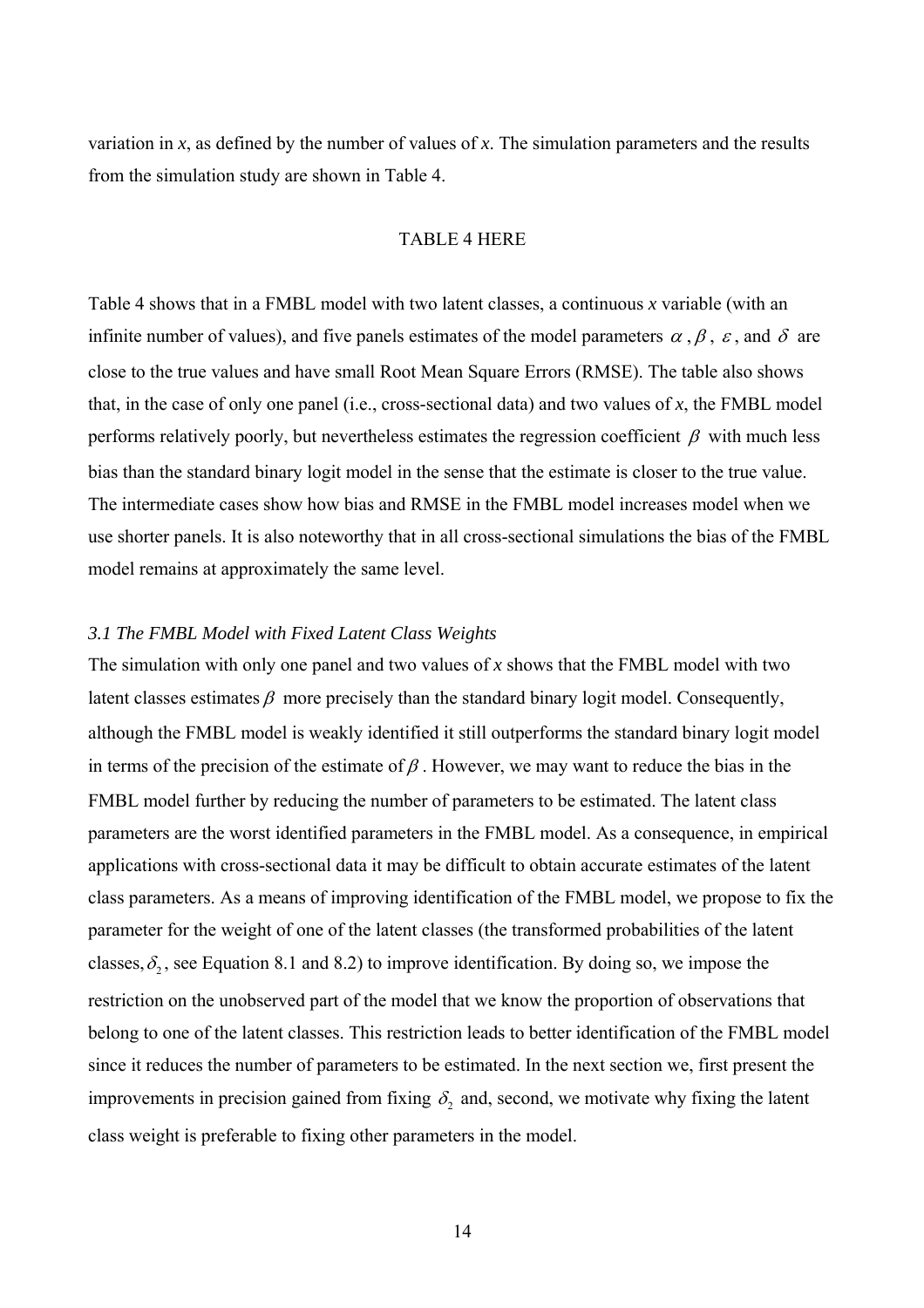variation in $x$, as defined by the number of values of $x$. The simulation parameters and the results from the simulation study are shown in Table 4.

TABLE 4 HERE

Table 4 shows that in a FMBL model with two latent classes, a continuous $x$ variable (with an infinite number of values), and five panels estimates of the model parameters $\alpha$, $\beta$, $\varepsilon$, and $\delta$ are close to the true values and have small Root Mean Square Errors (RMSE). The table also shows that, in the case of only one panel (i.e., cross-sectional data) and two values of $x$, the FMBL model performs relatively poorly, but nevertheless estimates the regression coefficient $\beta$ with much less bias than the standard binary logit model in the sense that the estimate is closer to the true value. The intermediate cases show how bias and RMSE in the FMBL model increases model when we use shorter panels. It is also noteworthy that in all cross-sectional simulations the bias of the FMBL model remains at approximately the same level.

### *3.1 The FMBL Model with Fixed Latent Class Weights*

The simulation with only one panel and two values of $x$ shows that the FMBL model with two latent classes estimates $\beta$ more precisely than the standard binary logit model. Consequently, although the FMBL model is weakly identified it still outperforms the standard binary logit model in terms of the precision of the estimate of $\beta$. However, we may want to reduce the bias in the FMBL model further by reducing the number of parameters to be estimated. The latent class parameters are the worst identified parameters in the FMBL model. As a consequence, in empirical applications with cross-sectional data it may be difficult to obtain accurate estimates of the latent class parameters. As a means of improving identification of the FMBL model, we propose to fix the parameter for the weight of one of the latent classes (the transformed probabilities of the latent classes, $\delta_2$, see Equation 8.1 and 8.2) to improve identification. By doing so, we impose the restriction on the unobserved part of the model that we know the proportion of observations that belong to one of the latent classes. This restriction leads to better identification of the FMBL model since it reduces the number of parameters to be estimated. In the next section we, first present the improvements in precision gained from fixing $\delta_2$ and, second, we motivate why fixing the latent class weight is preferable to fixing other parameters in the model.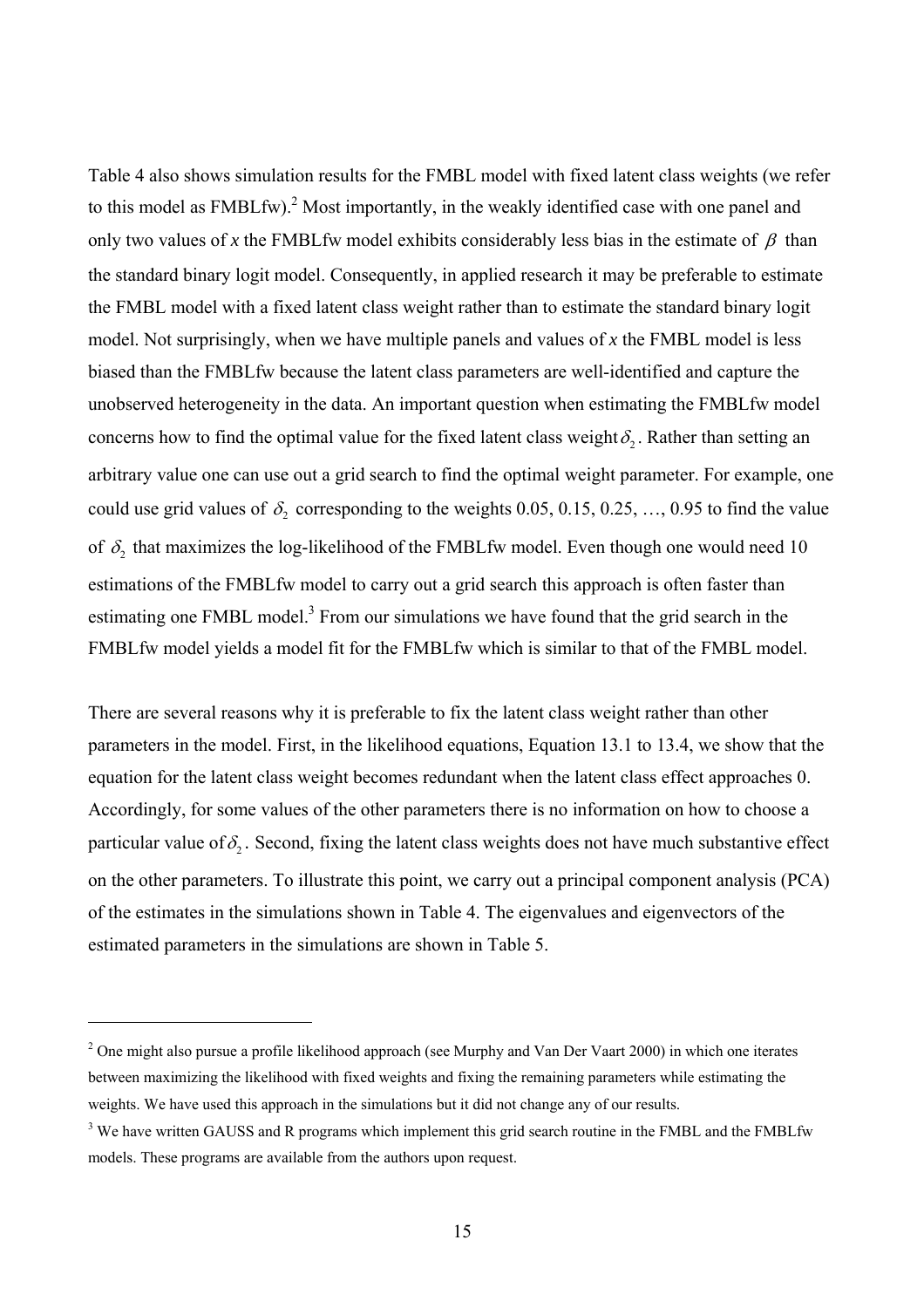Table 4 also shows simulation results for the FMBL model with fixed latent class weights (we refer to this model as FMBLfw).[2] Most importantly, in the weakly identified case with one panel and only two values of *x* the FMBLfw model exhibits considerably less bias in the estimate of $\beta$ than the standard binary logit model. Consequently, in applied research it may be preferable to estimate the FMBL model with a fixed latent class weight rather than to estimate the standard binary logit model. Not surprisingly, when we have multiple panels and values of *x* the FMBL model is less biased than the FMBLfw because the latent class parameters are well-identified and capture the unobserved heterogeneity in the data. An important question when estimating the FMBLfw model concerns how to find the optimal value for the fixed latent class weight $\delta_2$. Rather than setting an arbitrary value one can use out a grid search to find the optimal weight parameter. For example, one could use grid values of $\delta_2$ corresponding to the weights 0.05, 0.15, 0.25, …, 0.95 to find the value of $\delta_2$ that maximizes the log-likelihood of the FMBLfw model. Even though one would need 10 estimations of the FMBLfw model to carry out a grid search this approach is often faster than estimating one FMBL model.[3] From our simulations we have found that the grid search in the FMBLfw model yields a model fit for the FMBLfw which is similar to that of the FMBL model.

There are several reasons why it is preferable to fix the latent class weight rather than other parameters in the model. First, in the likelihood equations, Equation 13.1 to 13.4, we show that the equation for the latent class weight becomes redundant when the latent class effect approaches 0. Accordingly, for some values of the other parameters there is no information on how to choose a particular value of $\delta_2$. Second, fixing the latent class weights does not have much substantive effect on the other parameters. To illustrate this point, we carry out a principal component analysis (PCA) of the estimates in the simulations shown in Table 4. The eigenvalues and eigenvectors of the estimated parameters in the simulations are shown in Table 5.

---

[2] One might also pursue a profile likelihood approach (see Murphy and Van Der Vaart 2000) in which one iterates between maximizing the likelihood with fixed weights and fixing the remaining parameters while estimating the weights. We have used this approach in the simulations but it did not change any of our results.

[3] We have written GAUSS and R programs which implement this grid search routine in the FMBL and the FMBLfw models. These programs are available from the authors upon request.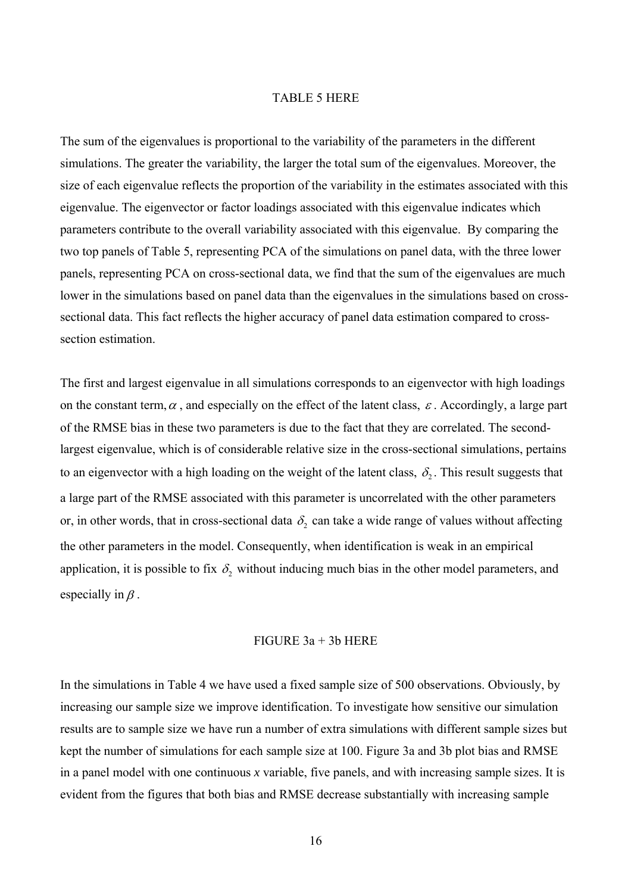TABLE 5 HERE

The sum of the eigenvalues is proportional to the variability of the parameters in the different simulations. The greater the variability, the larger the total sum of the eigenvalues. Moreover, the size of each eigenvalue reflects the proportion of the variability in the estimates associated with this eigenvalue. The eigenvector or factor loadings associated with this eigenvalue indicates which parameters contribute to the overall variability associated with this eigenvalue. By comparing the two top panels of Table 5, representing PCA of the simulations on panel data, with the three lower panels, representing PCA on cross-sectional data, we find that the sum of the eigenvalues are much lower in the simulations based on panel data than the eigenvalues in the simulations based on cross-sectional data. This fact reflects the higher accuracy of panel data estimation compared to cross-section estimation.

The first and largest eigenvalue in all simulations corresponds to an eigenvector with high loadings on the constant term, $\alpha$ , and especially on the effect of the latent class, $\varepsilon$ . Accordingly, a large part of the RMSE bias in these two parameters is due to the fact that they are correlated. The second-largest eigenvalue, which is of considerable relative size in the cross-sectional simulations, pertains to an eigenvector with a high loading on the weight of the latent class, $\delta_2$. This result suggests that a large part of the RMSE associated with this parameter is uncorrelated with the other parameters or, in other words, that in cross-sectional data $\delta_2$ can take a wide range of values without affecting the other parameters in the model. Consequently, when identification is weak in an empirical application, it is possible to fix $\delta_2$ without inducing much bias in the other model parameters, and especially in $\beta$ .

FIGURE 3a + 3b HERE

In the simulations in Table 4 we have used a fixed sample size of 500 observations. Obviously, by increasing our sample size we improve identification. To investigate how sensitive our simulation results are to sample size we have run a number of extra simulations with different sample sizes but kept the number of simulations for each sample size at 100. Figure 3a and 3b plot bias and RMSE in a panel model with one continuous *x* variable, five panels, and with increasing sample sizes. It is evident from the figures that both bias and RMSE decrease substantially with increasing sample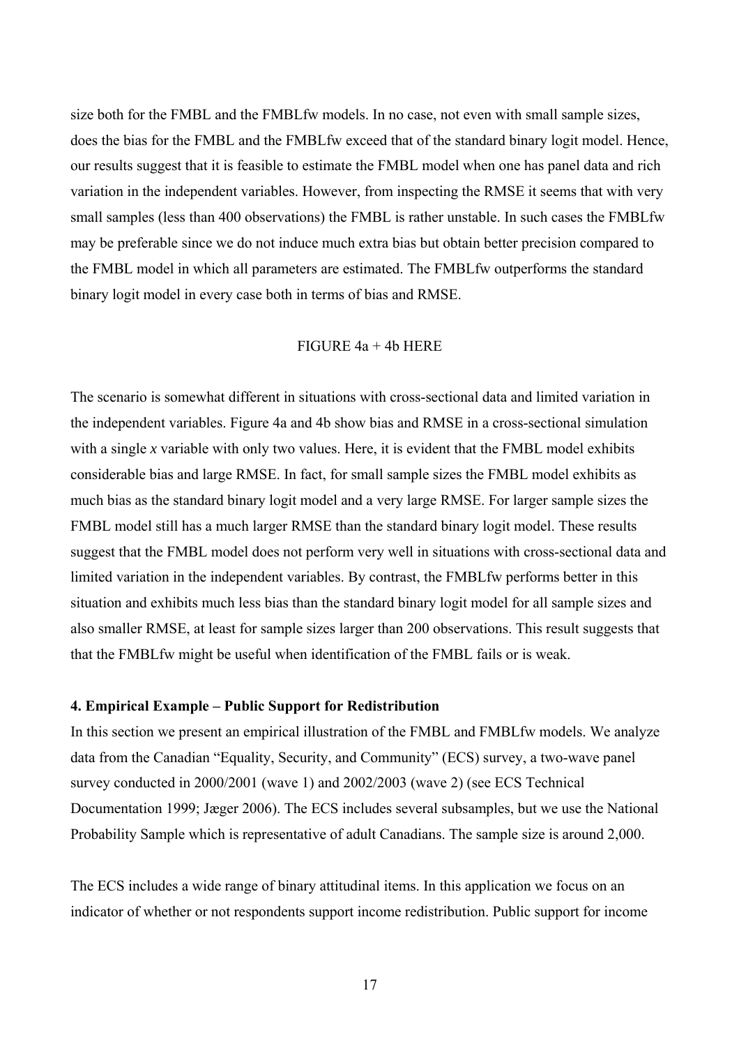size both for the FMBL and the FMBLfw models. In no case, not even with small sample sizes, does the bias for the FMBL and the FMBLfw exceed that of the standard binary logit model. Hence, our results suggest that it is feasible to estimate the FMBL model when one has panel data and rich variation in the independent variables. However, from inspecting the RMSE it seems that with very small samples (less than 400 observations) the FMBL is rather unstable. In such cases the FMBLfw may be preferable since we do not induce much extra bias but obtain better precision compared to the FMBL model in which all parameters are estimated. The FMBLfw outperforms the standard binary logit model in every case both in terms of bias and RMSE.

FIGURE 4a + 4b HERE

The scenario is somewhat different in situations with cross-sectional data and limited variation in the independent variables. Figure 4a and 4b show bias and RMSE in a cross-sectional simulation with a single *x* variable with only two values. Here, it is evident that the FMBL model exhibits considerable bias and large RMSE. In fact, for small sample sizes the FMBL model exhibits as much bias as the standard binary logit model and a very large RMSE. For larger sample sizes the FMBL model still has a much larger RMSE than the standard binary logit model. These results suggest that the FMBL model does not perform very well in situations with cross-sectional data and limited variation in the independent variables. By contrast, the FMBLfw performs better in this situation and exhibits much less bias than the standard binary logit model for all sample sizes and also smaller RMSE, at least for sample sizes larger than 200 observations. This result suggests that that the FMBLfw might be useful when identification of the FMBL fails or is weak.

## 4. Empirical Example – Public Support for Redistribution

In this section we present an empirical illustration of the FMBL and FMBLfw models. We analyze data from the Canadian "Equality, Security, and Community" (ECS) survey, a two-wave panel survey conducted in 2000/2001 (wave 1) and 2002/2003 (wave 2) (see ECS Technical Documentation 1999; Jæger 2006). The ECS includes several subsamples, but we use the National Probability Sample which is representative of adult Canadians. The sample size is around 2,000.

The ECS includes a wide range of binary attitudinal items. In this application we focus on an indicator of whether or not respondents support income redistribution. Public support for income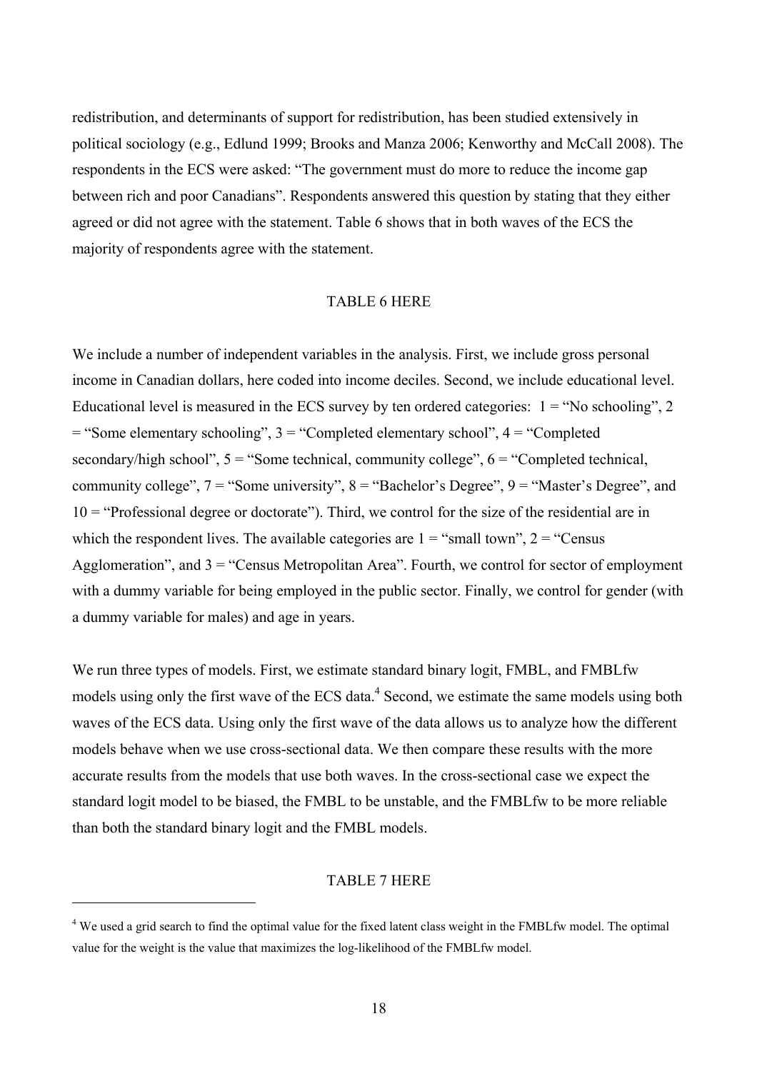redistribution, and determinants of support for redistribution, has been studied extensively in political sociology (e.g., Edlund 1999; Brooks and Manza 2006; Kenworthy and McCall 2008). The respondents in the ECS were asked: "The government must do more to reduce the income gap between rich and poor Canadians". Respondents answered this question by stating that they either agreed or did not agree with the statement. Table 6 shows that in both waves of the ECS the majority of respondents agree with the statement.

TABLE 6 HERE

We include a number of independent variables in the analysis. First, we include gross personal income in Canadian dollars, here coded into income deciles. Second, we include educational level. Educational level is measured in the ECS survey by ten ordered categories: 1 = "No schooling", 2 = "Some elementary schooling", 3 = "Completed elementary school", 4 = "Completed secondary/high school", 5 = "Some technical, community college", 6 = "Completed technical, community college", 7 = "Some university", 8 = "Bachelor's Degree", 9 = "Master's Degree", and 10 = "Professional degree or doctorate"). Third, we control for the size of the residential are in which the respondent lives. The available categories are 1 = "small town", 2 = "Census Agglomeration", and 3 = "Census Metropolitan Area". Fourth, we control for sector of employment with a dummy variable for being employed in the public sector. Finally, we control for gender (with a dummy variable for males) and age in years.

We run three types of models. First, we estimate standard binary logit, FMBL, and FMBLfw models using only the first wave of the ECS data.[4] Second, we estimate the same models using both waves of the ECS data. Using only the first wave of the data allows us to analyze how the different models behave when we use cross-sectional data. We then compare these results with the more accurate results from the models that use both waves. In the cross-sectional case we expect the standard logit model to be biased, the FMBL to be unstable, and the FMBLfw to be more reliable than both the standard binary logit and the FMBL models.

TABLE 7 HERE

[4] We used a grid search to find the optimal value for the fixed latent class weight in the FMBLfw model. The optimal value for the weight is the value that maximizes the log-likelihood of the FMBLfw model.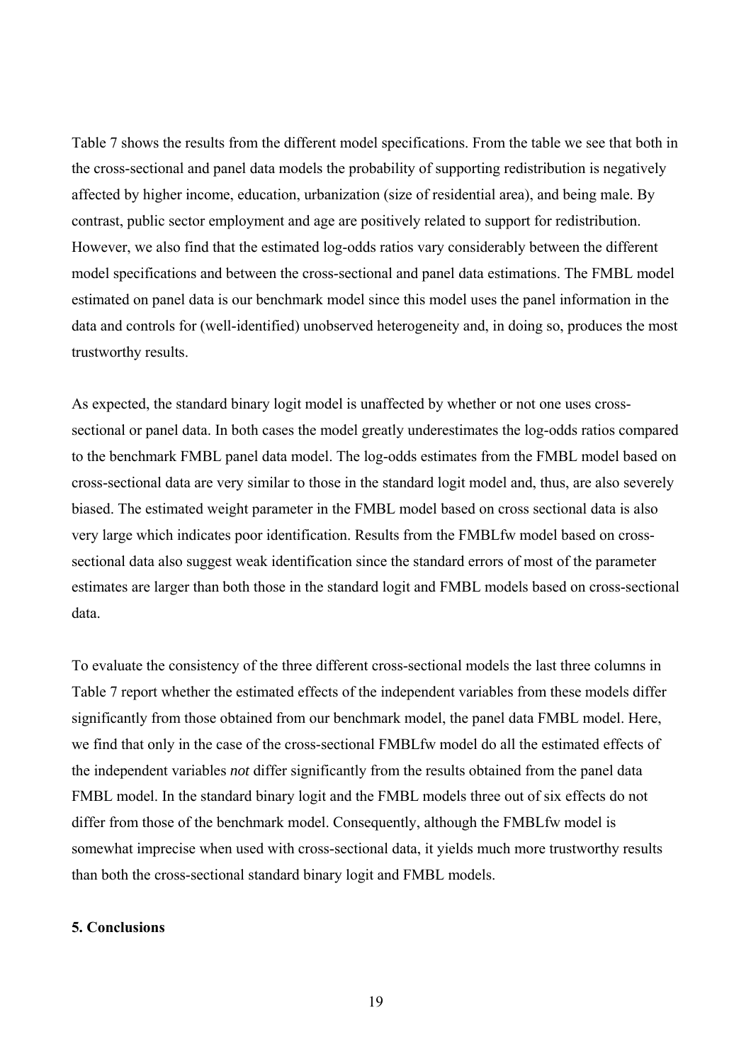Table 7 shows the results from the different model specifications. From the table we see that both in the cross-sectional and panel data models the probability of supporting redistribution is negatively affected by higher income, education, urbanization (size of residential area), and being male. By contrast, public sector employment and age are positively related to support for redistribution. However, we also find that the estimated log-odds ratios vary considerably between the different model specifications and between the cross-sectional and panel data estimations. The FMBL model estimated on panel data is our benchmark model since this model uses the panel information in the data and controls for (well-identified) unobserved heterogeneity and, in doing so, produces the most trustworthy results.

As expected, the standard binary logit model is unaffected by whether or not one uses cross-sectional or panel data. In both cases the model greatly underestimates the log-odds ratios compared to the benchmark FMBL panel data model. The log-odds estimates from the FMBL model based on cross-sectional data are very similar to those in the standard logit model and, thus, are also severely biased. The estimated weight parameter in the FMBL model based on cross sectional data is also very large which indicates poor identification. Results from the FMBLfw model based on cross-sectional data also suggest weak identification since the standard errors of most of the parameter estimates are larger than both those in the standard logit and FMBL models based on cross-sectional data.

To evaluate the consistency of the three different cross-sectional models the last three columns in Table 7 report whether the estimated effects of the independent variables from these models differ significantly from those obtained from our benchmark model, the panel data FMBL model. Here, we find that only in the case of the cross-sectional FMBLfw model do all the estimated effects of the independent variables *not* differ significantly from the results obtained from the panel data FMBL model. In the standard binary logit and the FMBL models three out of six effects do not differ from those of the benchmark model. Consequently, although the FMBLfw model is somewhat imprecise when used with cross-sectional data, it yields much more trustworthy results than both the cross-sectional standard binary logit and FMBL models.

## 5. Conclusions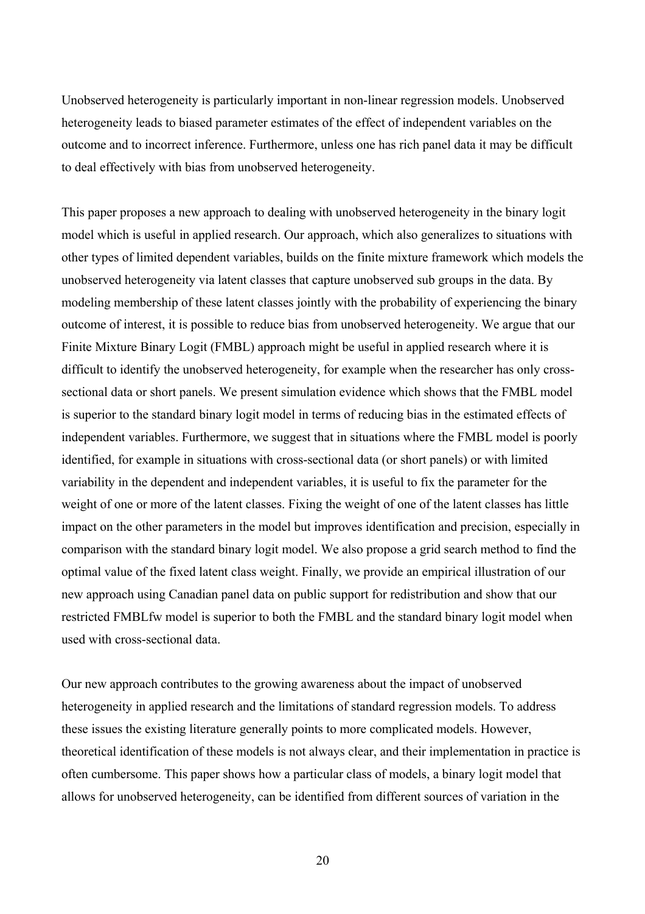Unobserved heterogeneity is particularly important in non-linear regression models. Unobserved heterogeneity leads to biased parameter estimates of the effect of independent variables on the outcome and to incorrect inference. Furthermore, unless one has rich panel data it may be difficult to deal effectively with bias from unobserved heterogeneity.

This paper proposes a new approach to dealing with unobserved heterogeneity in the binary logit model which is useful in applied research. Our approach, which also generalizes to situations with other types of limited dependent variables, builds on the finite mixture framework which models the unobserved heterogeneity via latent classes that capture unobserved sub groups in the data. By modeling membership of these latent classes jointly with the probability of experiencing the binary outcome of interest, it is possible to reduce bias from unobserved heterogeneity. We argue that our Finite Mixture Binary Logit (FMBL) approach might be useful in applied research where it is difficult to identify the unobserved heterogeneity, for example when the researcher has only cross-sectional data or short panels. We present simulation evidence which shows that the FMBL model is superior to the standard binary logit model in terms of reducing bias in the estimated effects of independent variables. Furthermore, we suggest that in situations where the FMBL model is poorly identified, for example in situations with cross-sectional data (or short panels) or with limited variability in the dependent and independent variables, it is useful to fix the parameter for the weight of one or more of the latent classes. Fixing the weight of one of the latent classes has little impact on the other parameters in the model but improves identification and precision, especially in comparison with the standard binary logit model. We also propose a grid search method to find the optimal value of the fixed latent class weight. Finally, we provide an empirical illustration of our new approach using Canadian panel data on public support for redistribution and show that our restricted FMBLfw model is superior to both the FMBL and the standard binary logit model when used with cross-sectional data.

Our new approach contributes to the growing awareness about the impact of unobserved heterogeneity in applied research and the limitations of standard regression models. To address these issues the existing literature generally points to more complicated models. However, theoretical identification of these models is not always clear, and their implementation in practice is often cumbersome. This paper shows how a particular class of models, a binary logit model that allows for unobserved heterogeneity, can be identified from different sources of variation in the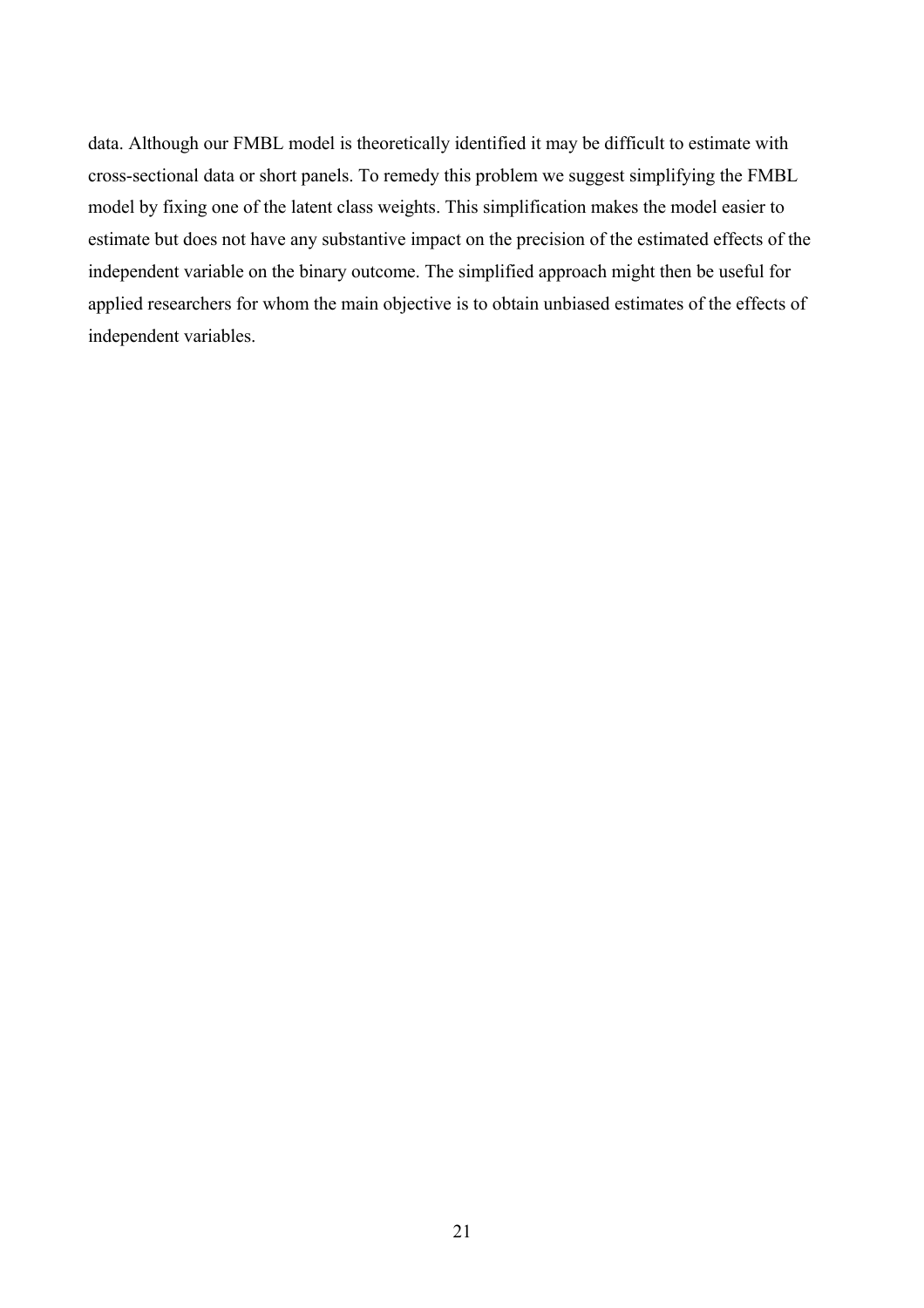data. Although our FMBL model is theoretically identified it may be difficult to estimate with cross-sectional data or short panels. To remedy this problem we suggest simplifying the FMBL model by fixing one of the latent class weights. This simplification makes the model easier to estimate but does not have any substantive impact on the precision of the estimated effects of the independent variable on the binary outcome. The simplified approach might then be useful for applied researchers for whom the main objective is to obtain unbiased estimates of the effects of independent variables.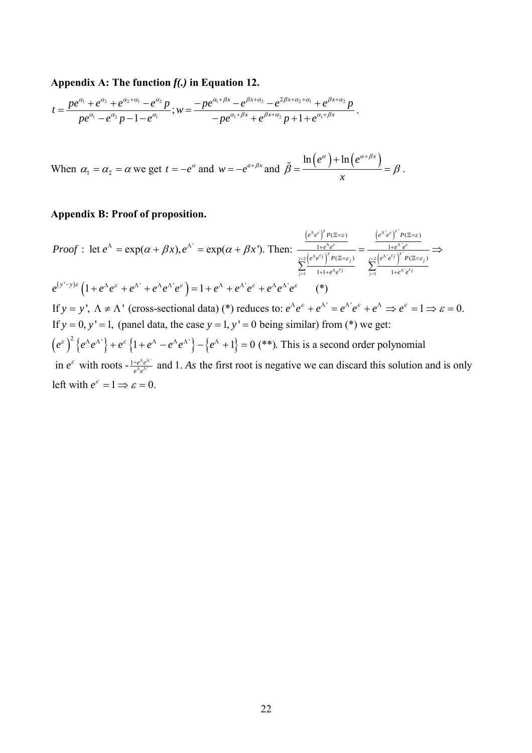**Appendix A: The function *f(.)* in Equation 12.**

$$t=\frac{pe^{\alpha_1}+e^{\alpha_2}+e^{\alpha_2+\alpha_1}-e^{\alpha_2}p}{pe^{\alpha_1}-e^{\alpha_2}p-1-e^{\alpha_1}};w=\frac{-pe^{\alpha_1+\beta x}-e^{\beta x+\alpha_2}-e^{2\beta x+\alpha_2+\alpha_1}+e^{\beta x+\alpha_2}p}{-pe^{\alpha_1+\beta x}+e^{\beta x+\alpha_2}p+1+e^{\alpha_1+\beta x}}.$$

When $\alpha_1=\alpha_2=\alpha$ we get $t=-e^{\alpha}$ and $w=-e^{a+\beta x}$ and $\tilde{\beta}=\dfrac{\ln\left(e^{\alpha}\right)+\ln\left(e^{\alpha+\beta x}\right)}{x}=\beta$.

**Appendix B: Proof of proposition.**

*Proof* : let $e^{\Lambda}=\exp(\alpha+\beta x), e^{\Lambda'}=\exp(\alpha+\beta x')$. Then: $\dfrac{\frac{\left(e^{\Lambda}e^{\varepsilon}\right)^{y}P(\Xi=\varepsilon)}{1+e^{\Lambda}e^{\varepsilon}}}{\sum_{j=1}^{j=2}\frac{\left(e^{\Lambda}e^{\varepsilon_j}\right)^{y}P(\Xi=\varepsilon_j)}{1+1+e^{\Lambda}e^{\varepsilon_j}}}=\dfrac{\frac{\left(e^{\Lambda'}e^{\varepsilon}\right)^{y'}P(\Xi=\varepsilon)}{1+e^{\Lambda'}e^{\varepsilon}}}{\sum_{j=1}^{j=2}\frac{\left(e^{\Lambda'}e^{\varepsilon_j}\right)^{y'}P(\Xi=\varepsilon_j)}{1+e^{\Lambda'}e^{\varepsilon_j}}}\Rightarrow$

$e^{(y'-y)\varepsilon}\left(1+e^{\Lambda}e^{\varepsilon}+e^{\Lambda'}+e^{\Lambda}e^{\Lambda'}e^{\varepsilon}\right)=1+e^{\Lambda}+e^{\Lambda'}e^{\varepsilon}+e^{\Lambda}e^{\Lambda'}e^{\varepsilon}$ (*)

If $y=y'$, $\Lambda\neq\Lambda'$ (cross-sectional data) (*) reduces to: $e^{\Lambda}e^{\varepsilon}+e^{\Lambda'}=e^{\Lambda'}e^{\varepsilon}+e^{\Lambda}\Rightarrow e^{\varepsilon}=1\Rightarrow\varepsilon=0.$

If $y=0, y'=1,$ (panel data, the case $y=1, y'=0$ being similar) from (*) we get:

$\left(e^{\varepsilon}\right)^{2}\left\{e^{\Lambda}e^{\Lambda'}\right\}+e^{\varepsilon}\left\{1+e^{\Lambda}-e^{\Lambda}e^{\Lambda'}\right\}-\left\{e^{\Lambda}+1\right\}=0$ (**). This is a second order polynomial in $e^{\varepsilon}$ with roots $-\frac{1+e^{\Lambda}e^{\Lambda'}}{e^{\Lambda}e^{\Lambda'}}$ and 1. *As* the first root is negative we can discard this solution and is only left with $e^{\varepsilon}=1\Rightarrow\varepsilon=0.$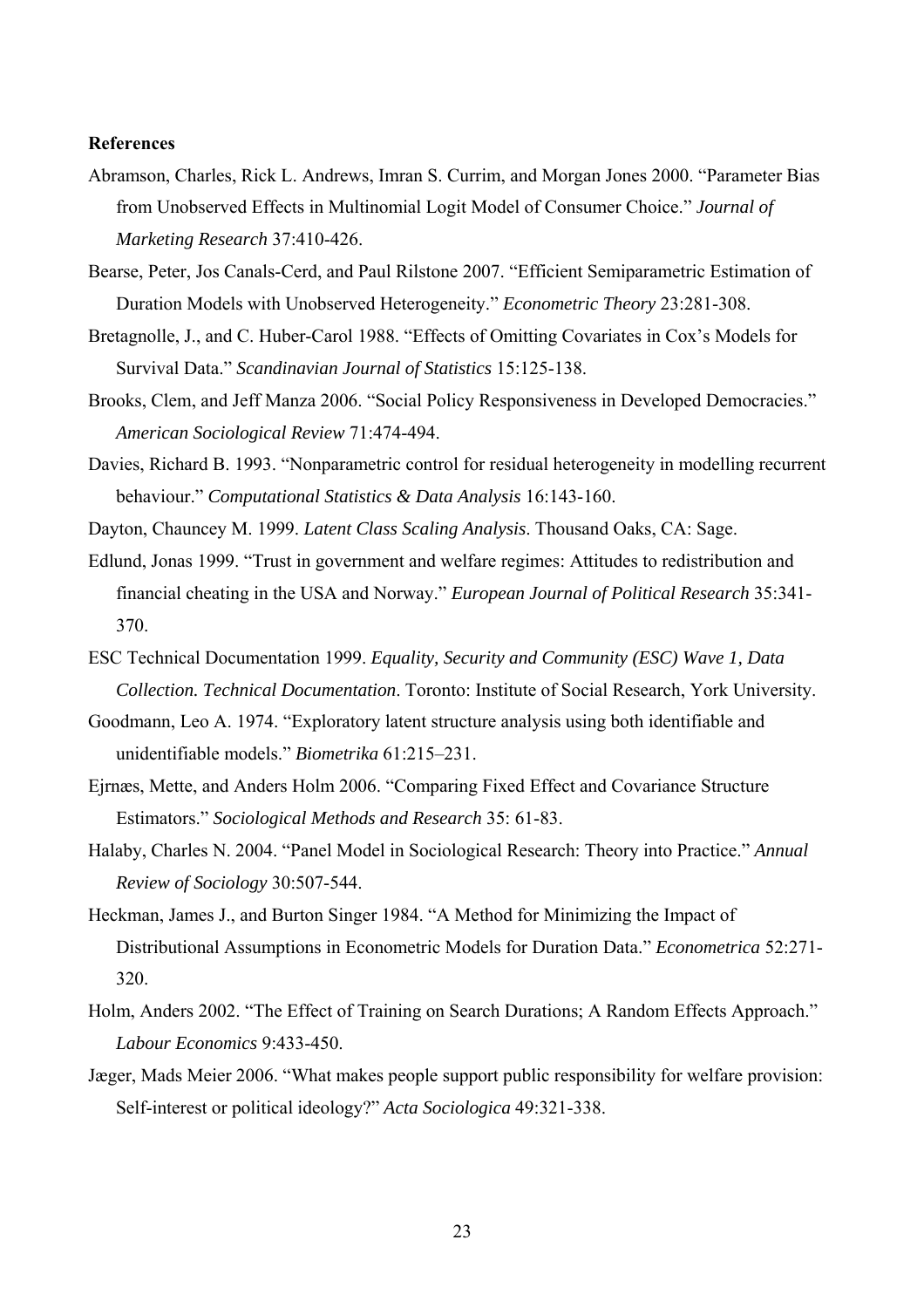**References**

Abramson, Charles, Rick L. Andrews, Imran S. Currim, and Morgan Jones 2000. "Parameter Bias from Unobserved Effects in Multinomial Logit Model of Consumer Choice." *Journal of Marketing Research* 37:410-426.

Bearse, Peter, Jos Canals-Cerd, and Paul Rilstone 2007. "Efficient Semiparametric Estimation of Duration Models with Unobserved Heterogeneity." *Econometric Theory* 23:281-308.

Bretagnolle, J., and C. Huber-Carol 1988. "Effects of Omitting Covariates in Cox's Models for Survival Data." *Scandinavian Journal of Statistics* 15:125-138.

Brooks, Clem, and Jeff Manza 2006. "Social Policy Responsiveness in Developed Democracies." *American Sociological Review* 71:474-494.

Davies, Richard B. 1993. "Nonparametric control for residual heterogeneity in modelling recurrent behaviour." *Computational Statistics & Data Analysis* 16:143-160.

Dayton, Chauncey M. 1999. *Latent Class Scaling Analysis*. Thousand Oaks, CA: Sage.

Edlund, Jonas 1999. "Trust in government and welfare regimes: Attitudes to redistribution and financial cheating in the USA and Norway." *European Journal of Political Research* 35:341-370.

ESC Technical Documentation 1999. *Equality, Security and Community (ESC) Wave 1, Data Collection. Technical Documentation*. Toronto: Institute of Social Research, York University.

Goodmann, Leo A. 1974. "Exploratory latent structure analysis using both identifiable and unidentifiable models." *Biometrika* 61:215–231.

Ejrnæs, Mette, and Anders Holm 2006. "Comparing Fixed Effect and Covariance Structure Estimators." *Sociological Methods and Research* 35: 61-83.

Halaby, Charles N. 2004. "Panel Model in Sociological Research: Theory into Practice." *Annual Review of Sociology* 30:507-544.

Heckman, James J., and Burton Singer 1984. "A Method for Minimizing the Impact of Distributional Assumptions in Econometric Models for Duration Data." *Econometrica* 52:271-320.

Holm, Anders 2002. "The Effect of Training on Search Durations; A Random Effects Approach." *Labour Economics* 9:433-450.

Jæger, Mads Meier 2006. "What makes people support public responsibility for welfare provision: Self-interest or political ideology?" *Acta Sociologica* 49:321-338.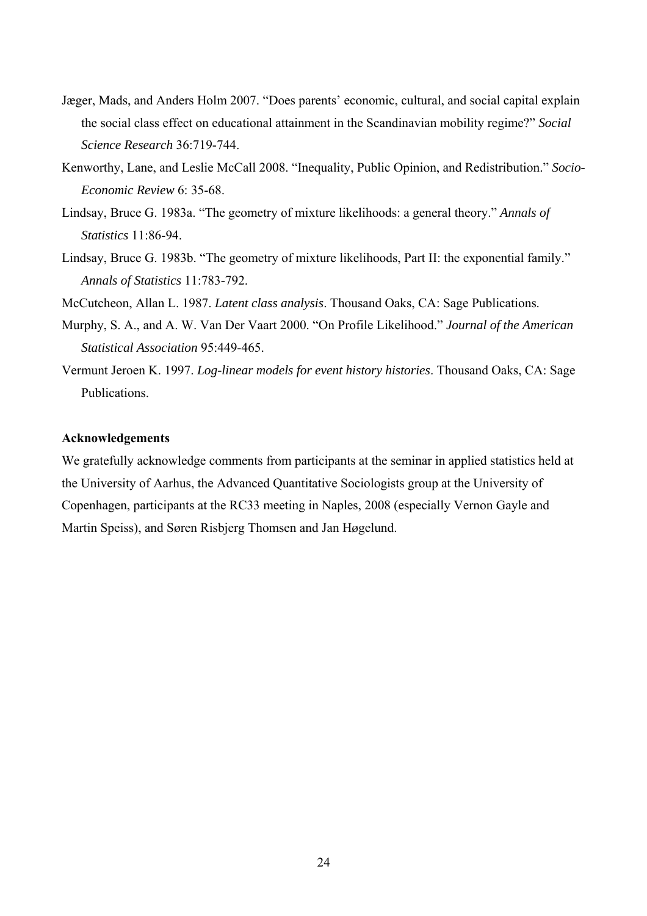Jæger, Mads, and Anders Holm 2007. "Does parents' economic, cultural, and social capital explain the social class effect on educational attainment in the Scandinavian mobility regime?" *Social Science Research* 36:719-744.

Kenworthy, Lane, and Leslie McCall 2008. "Inequality, Public Opinion, and Redistribution." *Socio-Economic Review* 6: 35-68.

Lindsay, Bruce G. 1983a. "The geometry of mixture likelihoods: a general theory." *Annals of Statistics* 11:86-94.

Lindsay, Bruce G. 1983b. "The geometry of mixture likelihoods, Part II: the exponential family." *Annals of Statistics* 11:783-792.

McCutcheon, Allan L. 1987. *Latent class analysis*. Thousand Oaks, CA: Sage Publications.

Murphy, S. A., and A. W. Van Der Vaart 2000. "On Profile Likelihood." *Journal of the American Statistical Association* 95:449-465.

Vermunt Jeroen K. 1997. *Log-linear models for event history histories*. Thousand Oaks, CA: Sage Publications.

**Acknowledgements**

We gratefully acknowledge comments from participants at the seminar in applied statistics held at the University of Aarhus, the Advanced Quantitative Sociologists group at the University of Copenhagen, participants at the RC33 meeting in Naples, 2008 (especially Vernon Gayle and Martin Speiss), and Søren Risbjerg Thomsen and Jan Høgelund.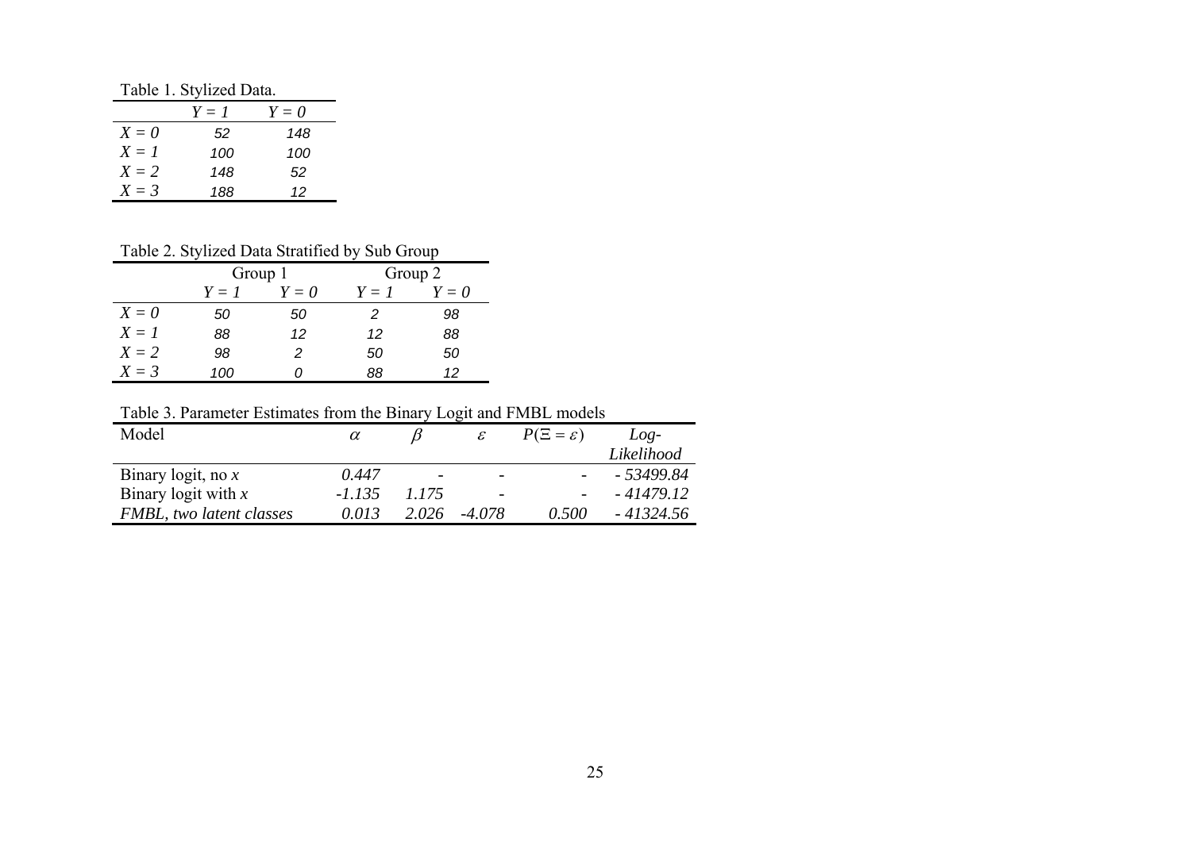Table 1. Stylized Data.

| | $Y = 1$ | $Y = 0$ |
|---|---|---|
| $X = 0$ | 52 | 148 |
| $X = 1$ | 100 | 100 |
| $X = 2$ | 148 | 52 |
| $X = 3$ | 188 | 12 |

Table 2. Stylized Data Stratified by Sub Group

| | Group 1 | | Group 2 | |
|---|---|---|---|---|
| | $Y = 1$ | $Y = 0$ | $Y = 1$ | $Y = 0$ |
| $X = 0$ | 50 | 50 | 2 | 98 |
| $X = 1$ | 88 | 12 | 12 | 88 |
| $X = 2$ | 98 | 2 | 50 | 50 |
| $X = 3$ | 100 | 0 | 88 | 12 |

Table 3. Parameter Estimates from the Binary Logit and FMBL models

| Model | $\alpha$ | $\beta$ | $\varepsilon$ | $P(\Xi = \varepsilon)$ | *Log-Likelihood* |
|---|---|---|---|---|---|
| Binary logit, no $x$ | *0.447* | - | - | - | *- 53499.84* |
| Binary logit with $x$ | *-1.135* | *1.175* | - | - | *- 41479.12* |
| *FMBL, two latent classes* | *0.013* | *2.026* | *-4.078* | *0.500* | *- 41324.56* |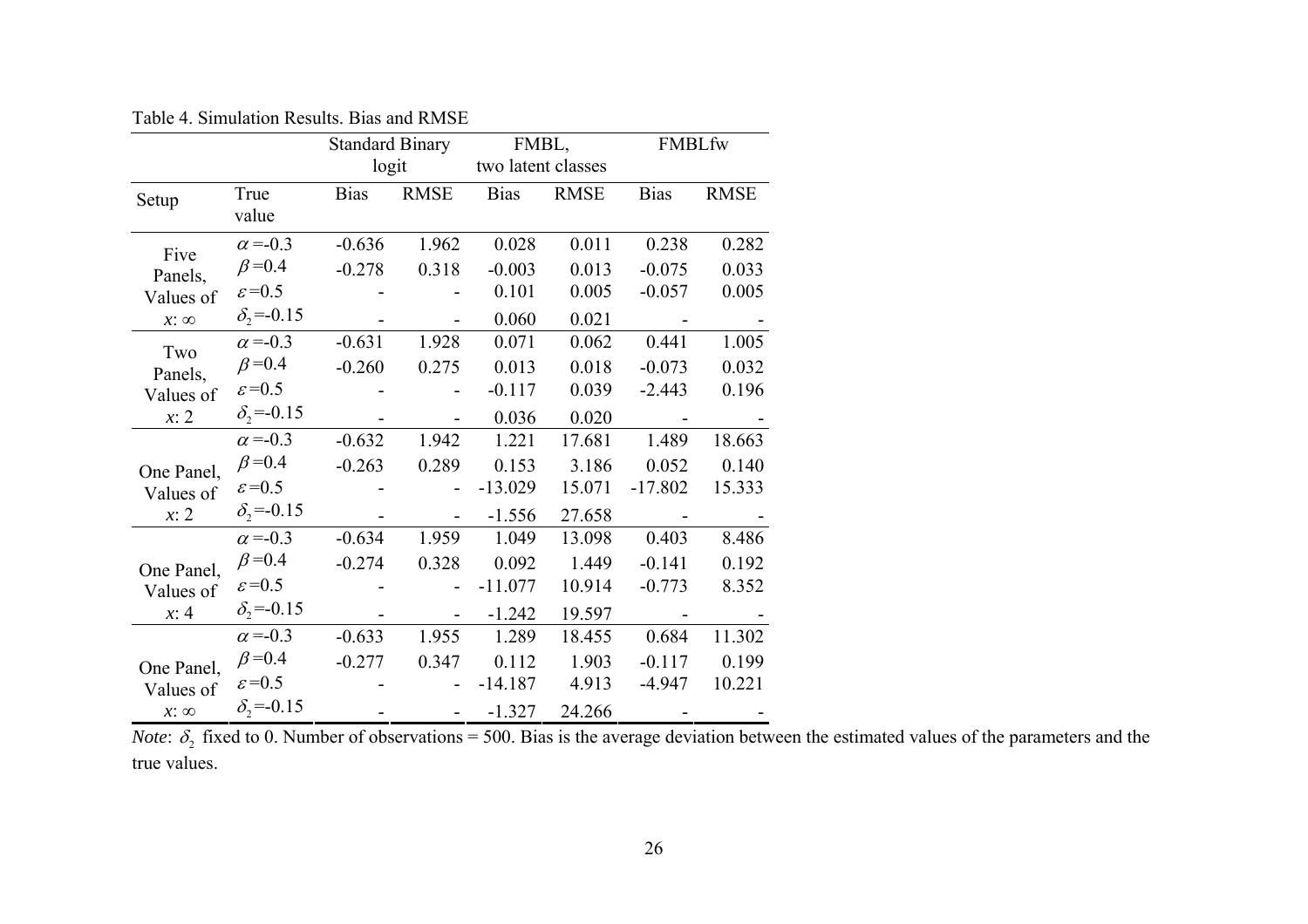Table 4. Simulation Results. Bias and RMSE

| Setup | True value | Standard Binary logit | | FMBL, two latent classes | | FMBLfw | |
|---|---|---|---|---|---|---|---|
| | | Bias | RMSE | Bias | RMSE | Bias | RMSE |
| Five Panels, Values of $x$: $\infty$ | $\alpha$=-0.3 | -0.636 | 1.962 | 0.028 | 0.011 | 0.238 | 0.282 |
| | $\beta$=0.4 | -0.278 | 0.318 | -0.003 | 0.013 | -0.075 | 0.033 |
| | $\varepsilon$=0.5 | - | - | 0.101 | 0.005 | -0.057 | 0.005 |
| | $\delta_2$=-0.15 | - | - | 0.060 | 0.021 | - | - |
| Two Panels, Values of $x$: 2 | $\alpha$=-0.3 | -0.631 | 1.928 | 0.071 | 0.062 | 0.441 | 1.005 |
| | $\beta$=0.4 | -0.260 | 0.275 | 0.013 | 0.018 | -0.073 | 0.032 |
| | $\varepsilon$=0.5 | - | - | -0.117 | 0.039 | -2.443 | 0.196 |
| | $\delta_2$=-0.15 | - | - | 0.036 | 0.020 | - | - |
| One Panel, Values of $x$: 2 | $\alpha$=-0.3 | -0.632 | 1.942 | 1.221 | 17.681 | 1.489 | 18.663 |
| | $\beta$=0.4 | -0.263 | 0.289 | 0.153 | 3.186 | 0.052 | 0.140 |
| | $\varepsilon$=0.5 | - | - | -13.029 | 15.071 | -17.802 | 15.333 |
| | $\delta_2$=-0.15 | - | - | -1.556 | 27.658 | - | - |
| One Panel, Values of $x$: 4 | $\alpha$=-0.3 | -0.634 | 1.959 | 1.049 | 13.098 | 0.403 | 8.486 |
| | $\beta$=0.4 | -0.274 | 0.328 | 0.092 | 1.449 | -0.141 | 0.192 |
| | $\varepsilon$=0.5 | - | - | -11.077 | 10.914 | -0.773 | 8.352 |
| | $\delta_2$=-0.15 | - | - | -1.242 | 19.597 | - | - |
| One Panel, Values of $x$: $\infty$ | $\alpha$=-0.3 | -0.633 | 1.955 | 1.289 | 18.455 | 0.684 | 11.302 |
| | $\beta$=0.4 | -0.277 | 0.347 | 0.112 | 1.903 | -0.117 | 0.199 |
| | $\varepsilon$=0.5 | - | - | -14.187 | 4.913 | -4.947 | 10.221 |
| | $\delta_2$=-0.15 | - | - | -1.327 | 24.266 | - | - |

*Note*: $\delta_2$ fixed to 0. Number of observations = 500. Bias is the average deviation between the estimated values of the parameters and the true values.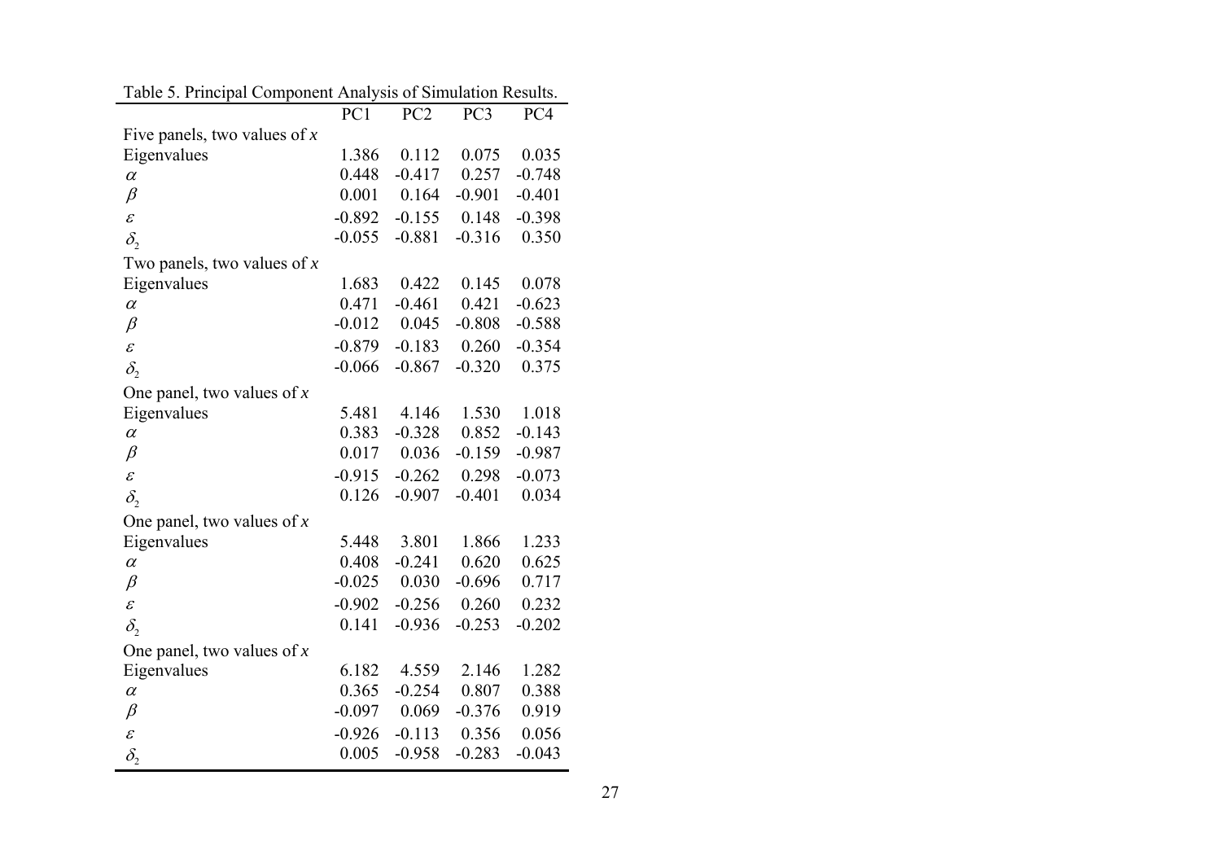Table 5. Principal Component Analysis of Simulation Results.

| | PC1 | PC2 | PC3 | PC4 |
|---|---|---|---|---|
| Five panels, two values of *x* | | | | |
| Eigenvalues | 1.386 | 0.112 | 0.075 | 0.035 |
| $\alpha$ | 0.448 | -0.417 | 0.257 | -0.748 |
| $\beta$ | 0.001 | 0.164 | -0.901 | -0.401 |
| $\varepsilon$ | -0.892 | -0.155 | 0.148 | -0.398 |
| $\delta_2$ | -0.055 | -0.881 | -0.316 | 0.350 |
| Two panels, two values of *x* | | | | |
| Eigenvalues | 1.683 | 0.422 | 0.145 | 0.078 |
| $\alpha$ | 0.471 | -0.461 | 0.421 | -0.623 |
| $\beta$ | -0.012 | 0.045 | -0.808 | -0.588 |
| $\varepsilon$ | -0.879 | -0.183 | 0.260 | -0.354 |
| $\delta_2$ | -0.066 | -0.867 | -0.320 | 0.375 |
| One panel, two values of *x* | | | | |
| Eigenvalues | 5.481 | 4.146 | 1.530 | 1.018 |
| $\alpha$ | 0.383 | -0.328 | 0.852 | -0.143 |
| $\beta$ | 0.017 | 0.036 | -0.159 | -0.987 |
| $\varepsilon$ | -0.915 | -0.262 | 0.298 | -0.073 |
| $\delta_2$ | 0.126 | -0.907 | -0.401 | 0.034 |
| One panel, two values of *x* | | | | |
| Eigenvalues | 5.448 | 3.801 | 1.866 | 1.233 |
| $\alpha$ | 0.408 | -0.241 | 0.620 | 0.625 |
| $\beta$ | -0.025 | 0.030 | -0.696 | 0.717 |
| $\varepsilon$ | -0.902 | -0.256 | 0.260 | 0.232 |
| $\delta_2$ | 0.141 | -0.936 | -0.253 | -0.202 |
| One panel, two values of *x* | | | | |
| Eigenvalues | 6.182 | 4.559 | 2.146 | 1.282 |
| $\alpha$ | 0.365 | -0.254 | 0.807 | 0.388 |
| $\beta$ | -0.097 | 0.069 | -0.376 | 0.919 |
| $\varepsilon$ | -0.926 | -0.113 | 0.356 | 0.056 |
| $\delta_2$ | 0.005 | -0.958 | -0.283 | -0.043 |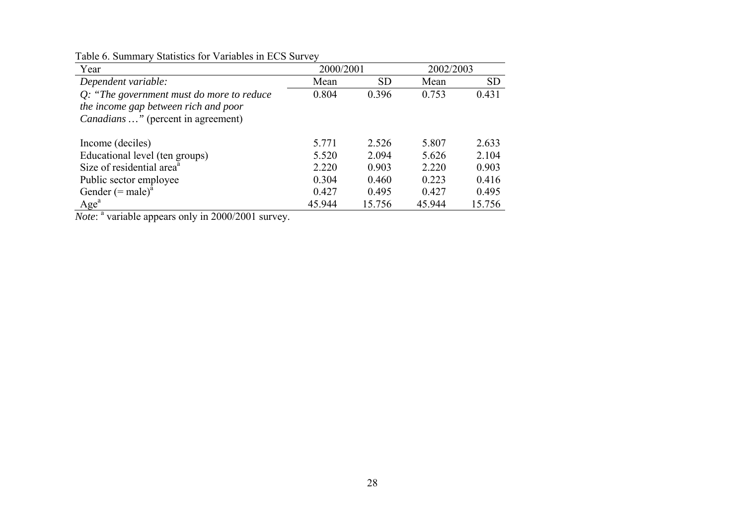Table 6. Summary Statistics for Variables in ECS Survey

| Year | 2000/2001 | | 2002/2003 | |
|---|---|---|---|---|
| *Dependent variable:* | Mean | SD | Mean | SD |
| *Q: "The government must do more to reduce the income gap between rich and poor Canadians …"* (percent in agreement) | 0.804 | 0.396 | 0.753 | 0.431 |
| Income (deciles) | 5.771 | 2.526 | 5.807 | 2.633 |
| Educational level (ten groups) | 5.520 | 2.094 | 5.626 | 2.104 |
| Size of residential area[a] | 2.220 | 0.903 | 2.220 | 0.903 |
| Public sector employee | 0.304 | 0.460 | 0.223 | 0.416 |
| Gender (= male)[a] | 0.427 | 0.495 | 0.427 | 0.495 |
| Age[a] | 45.944 | 15.756 | 45.944 | 15.756 |

*Note*: [a] variable appears only in 2000/2001 survey.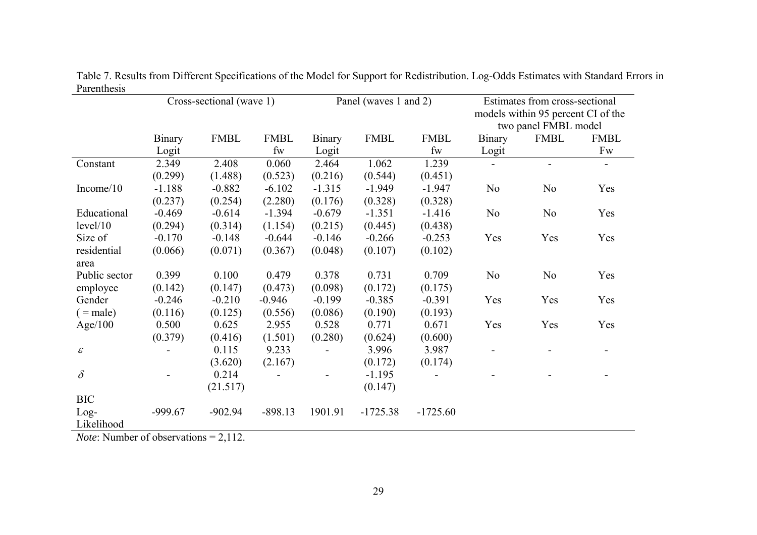Table 7. Results from Different Specifications of the Model for Support for Redistribution. Log-Odds Estimates with Standard Errors in Parenthesis

| | Cross-sectional (wave 1) | | | Panel (waves 1 and 2) | | | Estimates from cross-sectional models within 95 percent CI of the two panel FMBL model | | |
|---|---|---|---|---|---|---|---|---|---|
| | Binary Logit | FMBL | FMBL fw | Binary Logit | FMBL | FMBL fw | Binary Logit | FMBL | FMBL Fw |
| Constant | 2.349 | 2.408 | 0.060 | 2.464 | 1.062 | 1.239 | - | - | - |
| | (0.299) | (1.488) | (0.523) | (0.216) | (0.544) | (0.451) | | | |
| Income/10 | -1.188 | -0.882 | -6.102 | -1.315 | -1.949 | -1.947 | No | No | Yes |
| | (0.237) | (0.254) | (2.280) | (0.176) | (0.328) | (0.328) | | | |
| Educational level/10 | -0.469 | -0.614 | -1.394 | -0.679 | -1.351 | -1.416 | No | No | Yes |
| | (0.294) | (0.314) | (1.154) | (0.215) | (0.445) | (0.438) | | | |
| Size of residential area | -0.170 | -0.148 | -0.644 | -0.146 | -0.266 | -0.253 | Yes | Yes | Yes |
| | (0.066) | (0.071) | (0.367) | (0.048) | (0.107) | (0.102) | | | |
| Public sector employee | 0.399 | 0.100 | 0.479 | 0.378 | 0.731 | 0.709 | No | No | Yes |
| | (0.142) | (0.147) | (0.473) | (0.098) | (0.172) | (0.175) | | | |
| Gender ( = male) | -0.246 | -0.210 | -0.946 | -0.199 | -0.385 | -0.391 | Yes | Yes | Yes |
| | (0.116) | (0.125) | (0.556) | (0.086) | (0.190) | (0.193) | | | |
| Age/100 | 0.500 | 0.625 | 2.955 | 0.528 | 0.771 | 0.671 | Yes | Yes | Yes |
| | (0.379) | (0.416) | (1.501) | (0.280) | (0.624) | (0.600) | | | |
| $\varepsilon$ | - | 0.115 | 9.233 | - | 3.996 | 3.987 | - | - | - |
| | | (3.620) | (2.167) | | (0.172) | (0.174) | | | |
| $\delta$ | - | 0.214 | - | - | -1.195 | - | - | - | - |
| | | (21.517) | | | (0.147) | | | | |
| BIC | | | | | | | | | |
| Log-Likelihood | -999.67 | -902.94 | -898.13 | 1901.91 | -1725.38 | -1725.60 | | | |

*Note*: Number of observations = 2,112.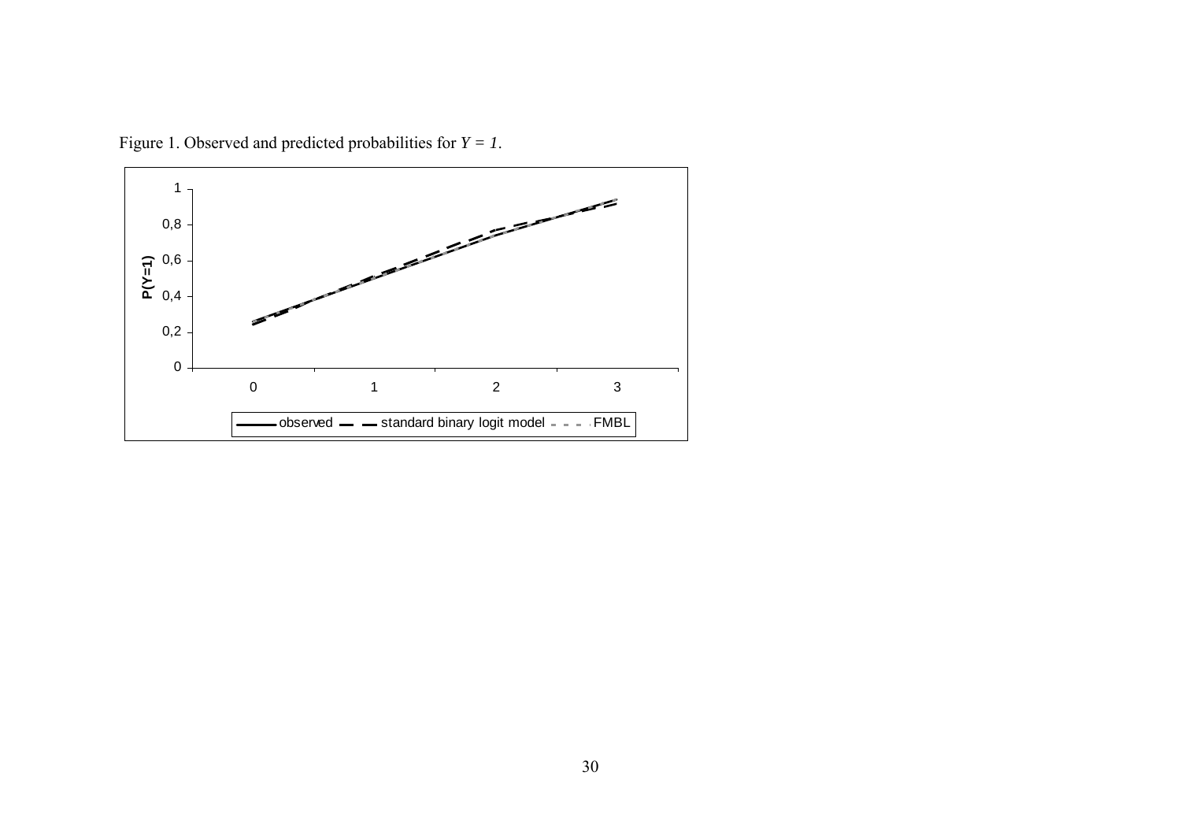Figure 1. Observed and predicted probabilities for $Y = 1$.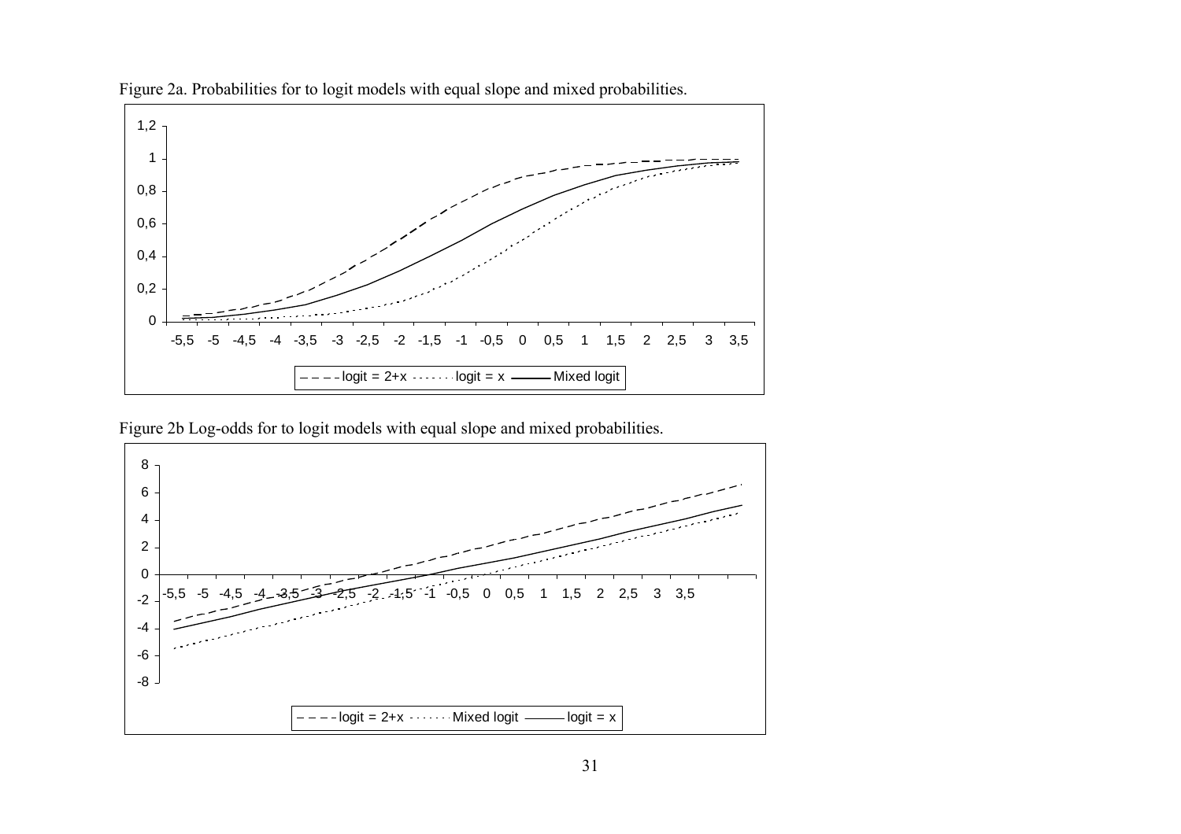Figure 2a. Probabilities for to logit models with equal slope and mixed probabilities.

Figure 2b Log-odds for to logit models with equal slope and mixed probabilities.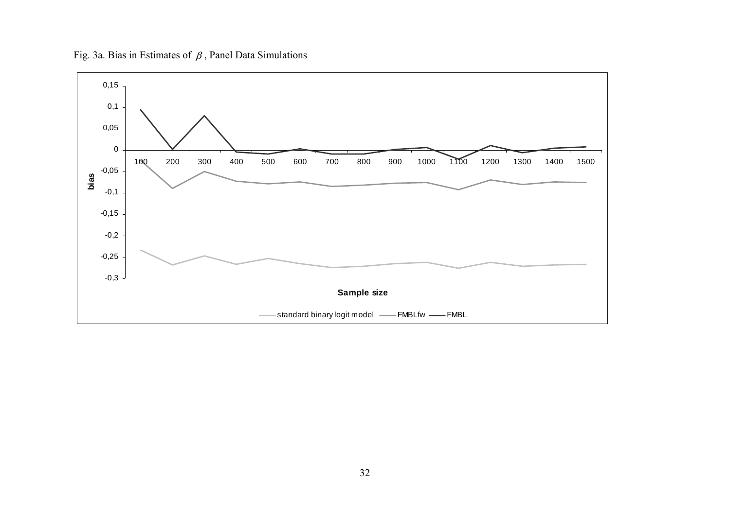Fig. 3a. Bias in Estimates of $\beta$, Panel Data Simulations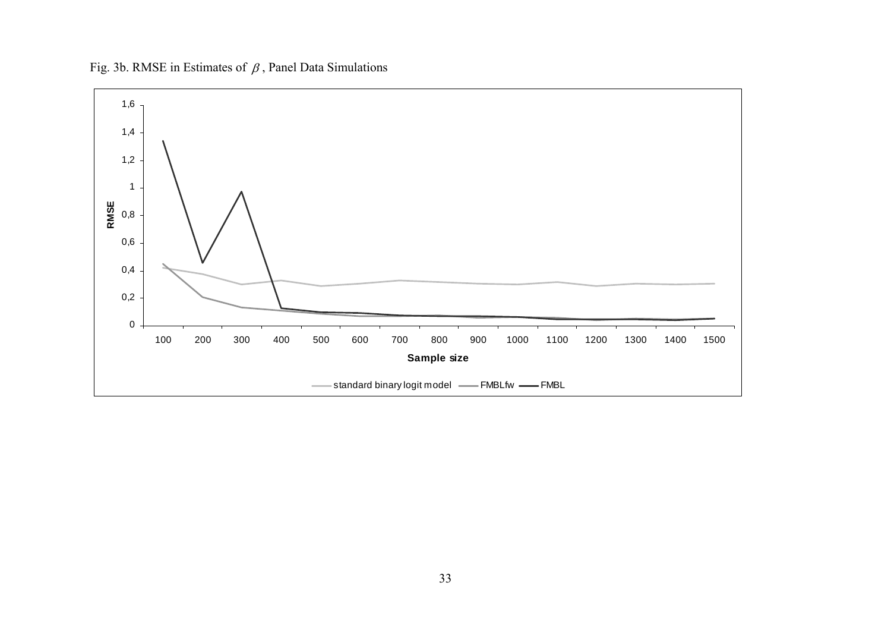Fig. 3b. RMSE in Estimates of $\beta$, Panel Data Simulations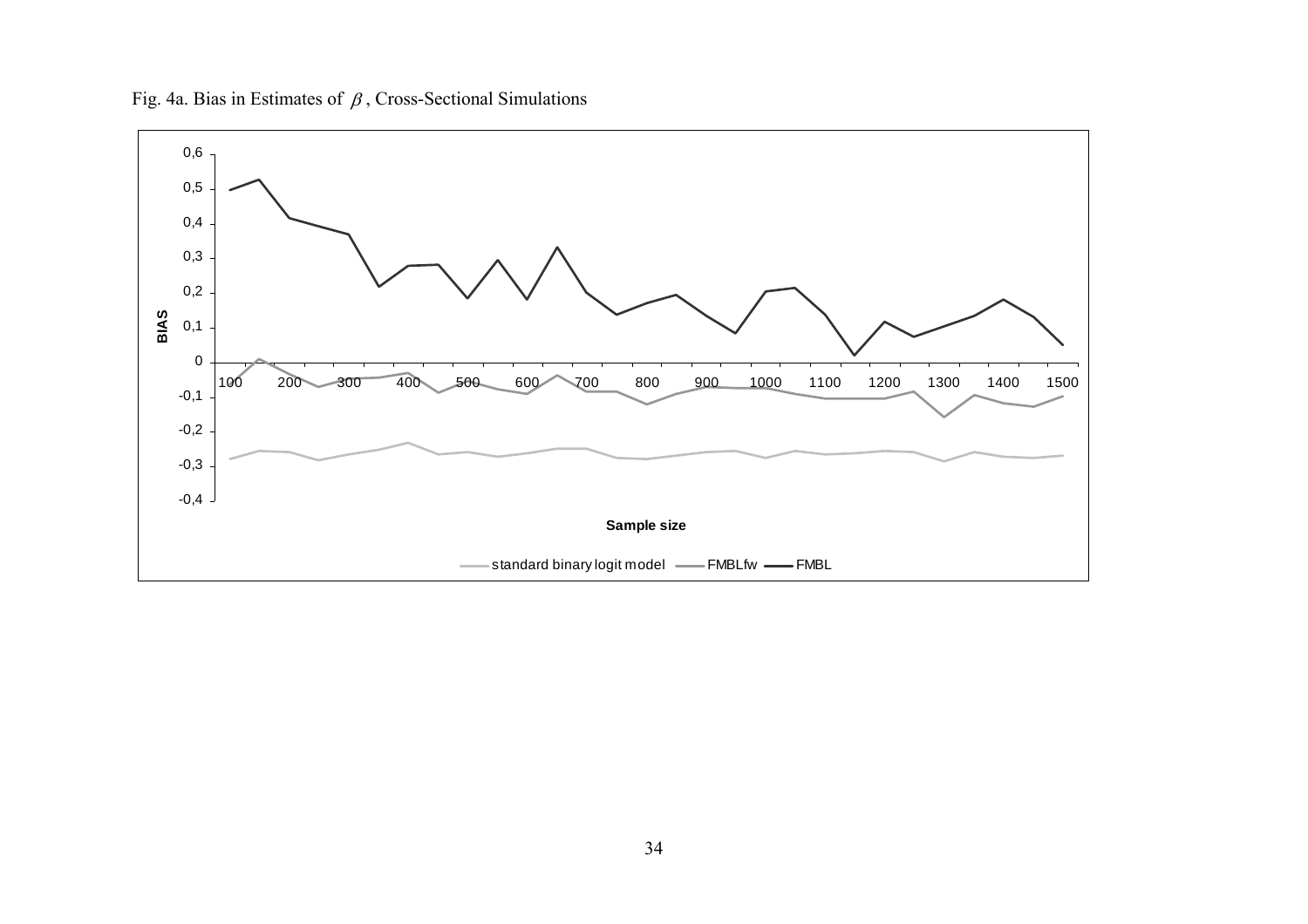Fig. 4a. Bias in Estimates of $\beta$, Cross-Sectional Simulations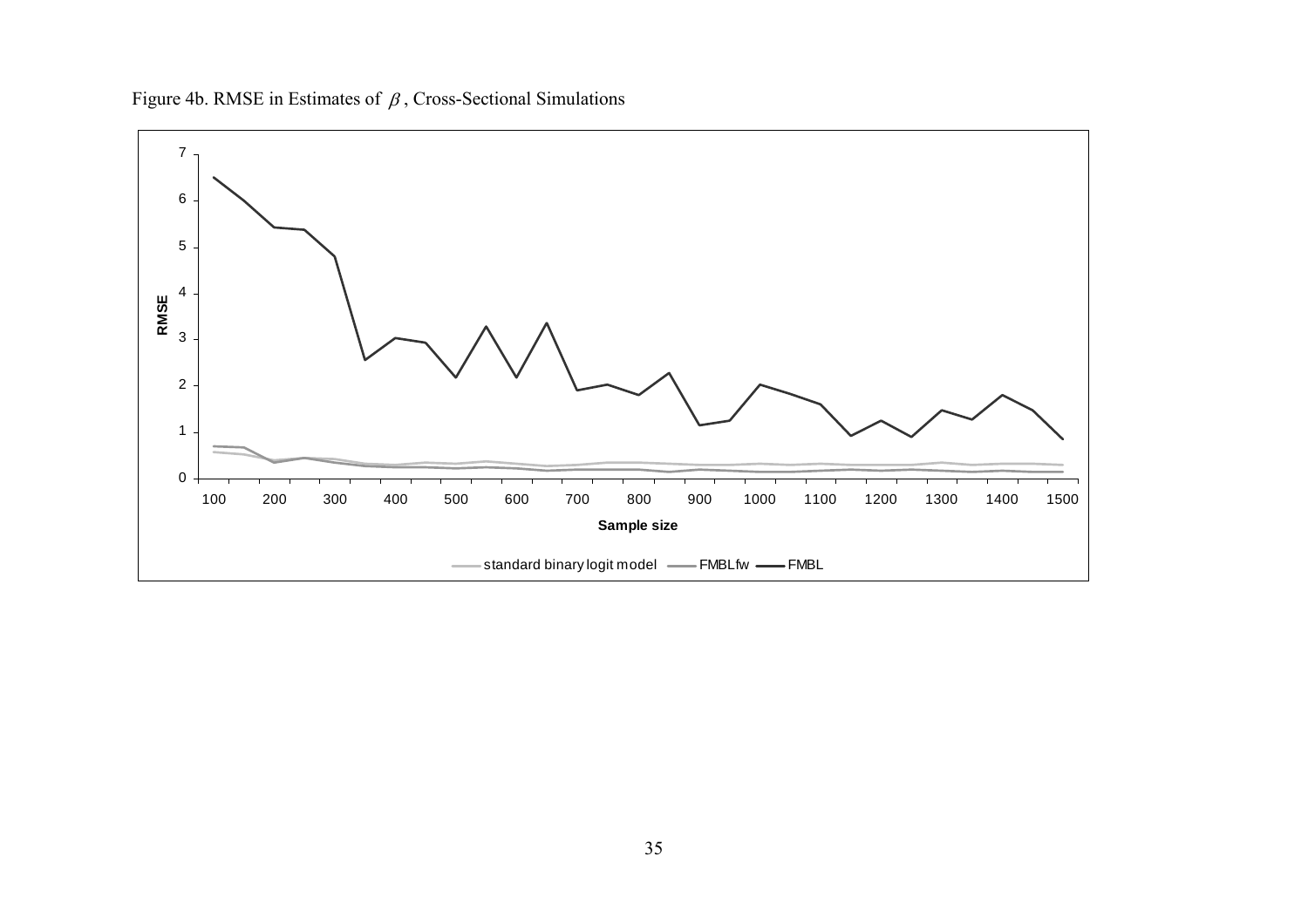Figure 4b. RMSE in Estimates of $\beta$, Cross-Sectional Simulations

7
6
5
4
3
2
1
0

RMSE

100 200 300 400 500 600 700 800 900 1000 1100 1200 1300 1400 1500

Sample size

standard binary logit model FMBLfw FMBL